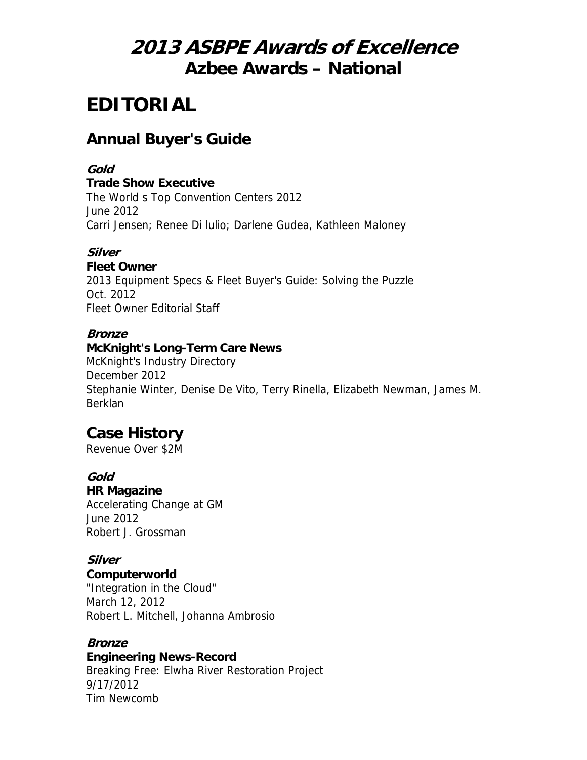# *2013 ASBPE Awards of Excellence*
## Azbee Awards – National

# EDITORIAL

## Annual Buyer's Guide

***Gold***
**Trade Show Executive**
The World s Top Convention Centers 2012
June 2012
Carri Jensen; Renee Di lulio; Darlene Gudea, Kathleen Maloney

***Silver***
**Fleet Owner**
2013 Equipment Specs & Fleet Buyer's Guide: Solving the Puzzle
Oct. 2012
Fleet Owner Editorial Staff

***Bronze***
**McKnight's Long-Term Care News**
McKnight's Industry Directory
December 2012
Stephanie Winter, Denise De Vito, Terry Rinella, Elizabeth Newman, James M. Berklan

## Case History
Revenue Over $2M

***Gold***
**HR Magazine**
Accelerating Change at GM
June 2012
Robert J. Grossman

***Silver***
**Computerworld**
"Integration in the Cloud"
March 12, 2012
Robert L. Mitchell, Johanna Ambrosio

***Bronze***
**Engineering News-Record**
Breaking Free: Elwha River Restoration Project
9/17/2012
Tim Newcomb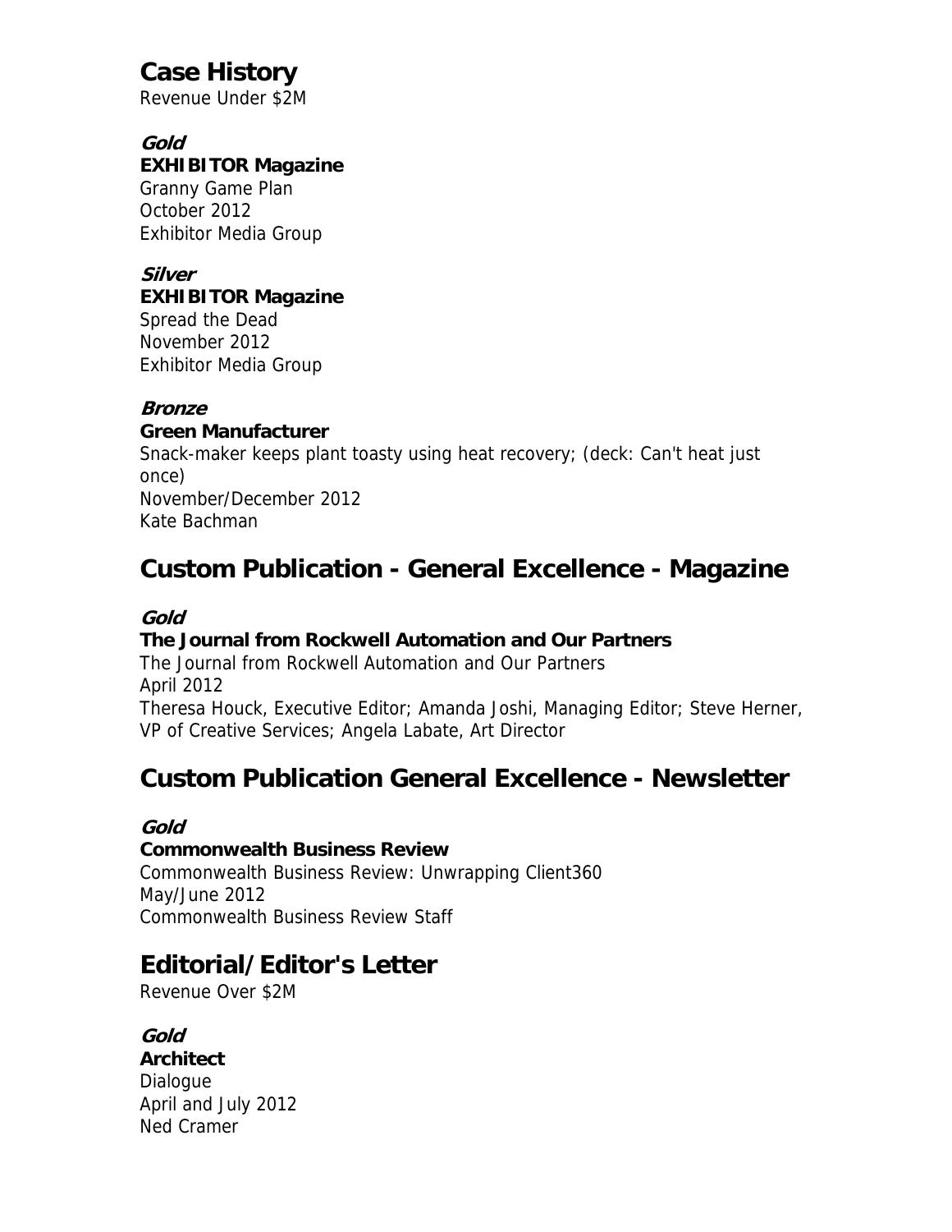## Case History

Revenue Under $2M

***Gold***

**EXHIBITOR Magazine**
Granny Game Plan
October 2012
Exhibitor Media Group

***Silver***

**EXHIBITOR Magazine**
Spread the Dead
November 2012
Exhibitor Media Group

***Bronze***

**Green Manufacturer**
Snack-maker keeps plant toasty using heat recovery; (deck: Can't heat just once)
November/December 2012
Kate Bachman

## Custom Publication - General Excellence - Magazine

***Gold***

**The Journal from Rockwell Automation and Our Partners**
The Journal from Rockwell Automation and Our Partners
April 2012
Theresa Houck, Executive Editor; Amanda Joshi, Managing Editor; Steve Herner, VP of Creative Services; Angela Labate, Art Director

## Custom Publication General Excellence - Newsletter

***Gold***

**Commonwealth Business Review**
Commonwealth Business Review: Unwrapping Client360
May/June 2012
Commonwealth Business Review Staff

## Editorial/Editor's Letter

Revenue Over $2M

***Gold***

**Architect**
Dialogue
April and July 2012
Ned Cramer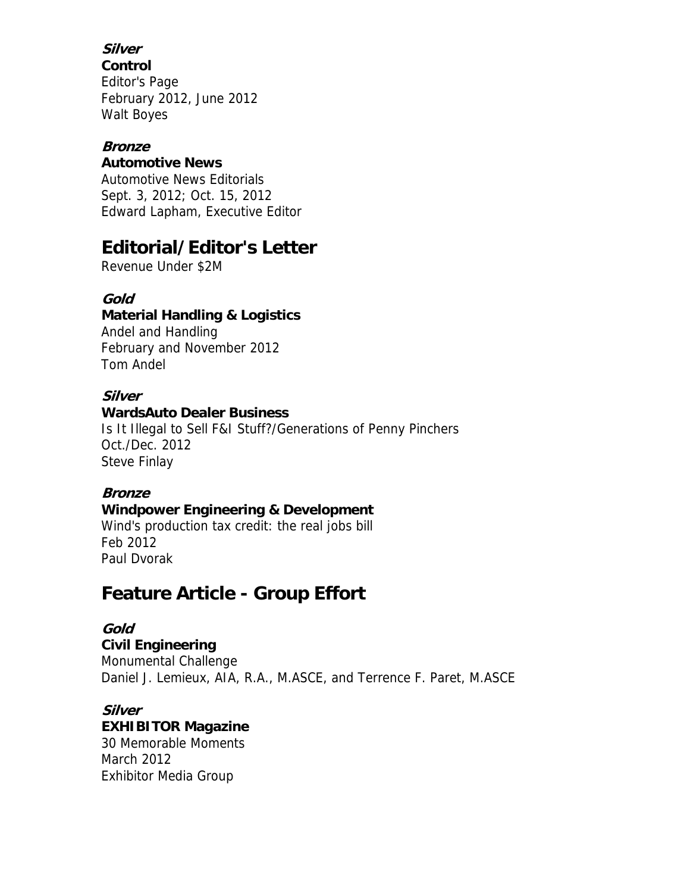***Silver***
**Control**
Editor's Page
February 2012, June 2012
Walt Boyes

***Bronze***
**Automotive News**
Automotive News Editorials
Sept. 3, 2012; Oct. 15, 2012
Edward Lapham, Executive Editor

## Editorial/Editor's Letter

Revenue Under $2M

***Gold***
**Material Handling & Logistics**
Andel and Handling
February and November 2012
Tom Andel

***Silver***
**WardsAuto Dealer Business**
Is It Illegal to Sell F&I Stuff?/Generations of Penny Pinchers
Oct./Dec. 2012
Steve Finlay

***Bronze***
**Windpower Engineering & Development**
Wind's production tax credit: the real jobs bill
Feb 2012
Paul Dvorak

## Feature Article - Group Effort

***Gold***
**Civil Engineering**
Monumental Challenge
Daniel J. Lemieux, AIA, R.A., M.ASCE, and Terrence F. Paret, M.ASCE

***Silver***
**EXHIBITOR Magazine**
30 Memorable Moments
March 2012
Exhibitor Media Group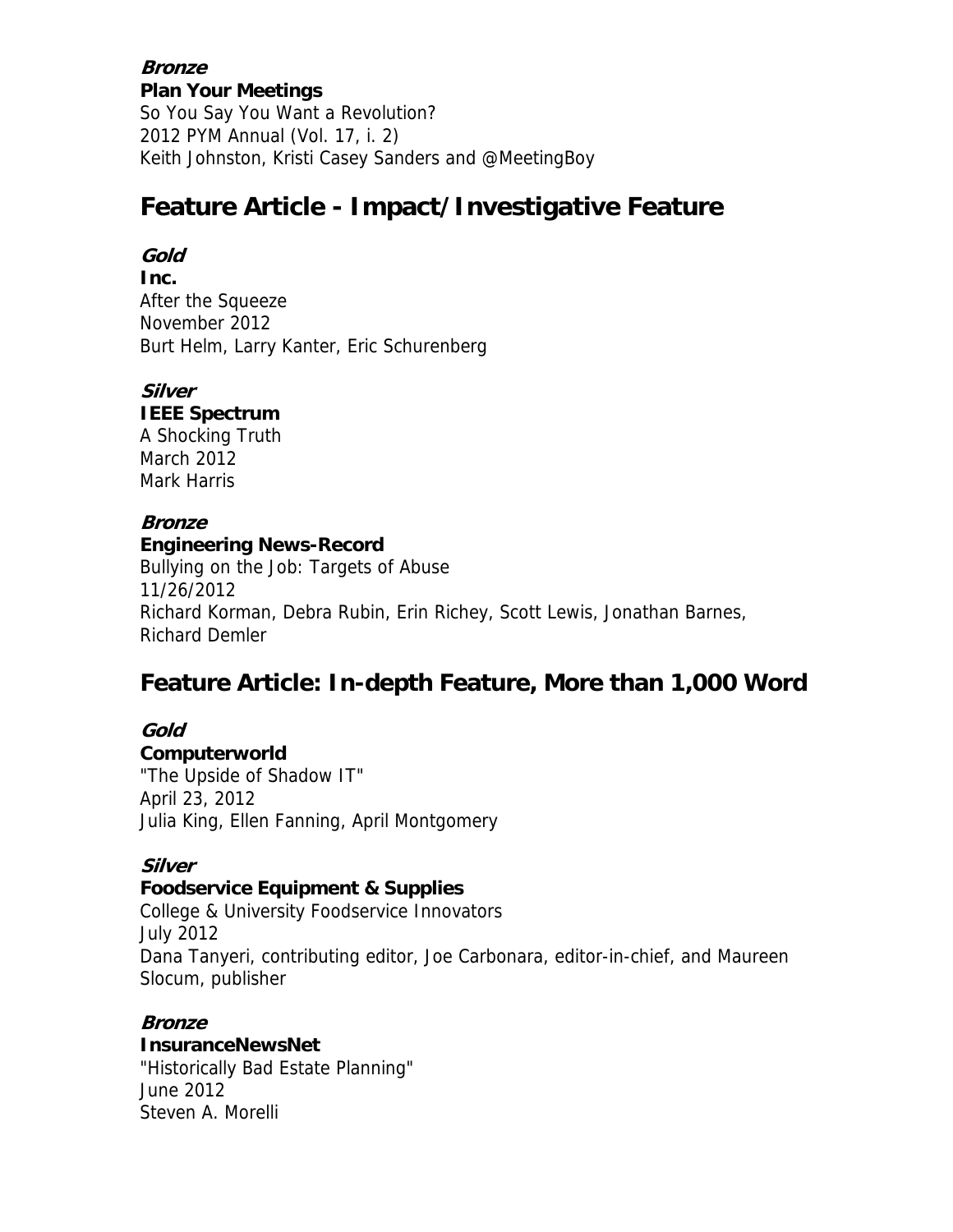***Bronze***
**Plan Your Meetings**
So You Say You Want a Revolution?
2012 PYM Annual (Vol. 17, i. 2)
Keith Johnston, Kristi Casey Sanders and @MeetingBoy

## Feature Article - Impact/Investigative Feature

***Gold***
**Inc.**
After the Squeeze
November 2012
Burt Helm, Larry Kanter, Eric Schurenberg

***Silver***
**IEEE Spectrum**
A Shocking Truth
March 2012
Mark Harris

***Bronze***
**Engineering News-Record**
Bullying on the Job: Targets of Abuse
11/26/2012
Richard Korman, Debra Rubin, Erin Richey, Scott Lewis, Jonathan Barnes, Richard Demler

## Feature Article: In-depth Feature, More than 1,000 Word

***Gold***
**Computerworld**
"The Upside of Shadow IT"
April 23, 2012
Julia King, Ellen Fanning, April Montgomery

***Silver***
**Foodservice Equipment & Supplies**
College & University Foodservice Innovators
July 2012
Dana Tanyeri, contributing editor, Joe Carbonara, editor-in-chief, and Maureen Slocum, publisher

***Bronze***
**InsuranceNewsNet**
"Historically Bad Estate Planning"
June 2012
Steven A. Morelli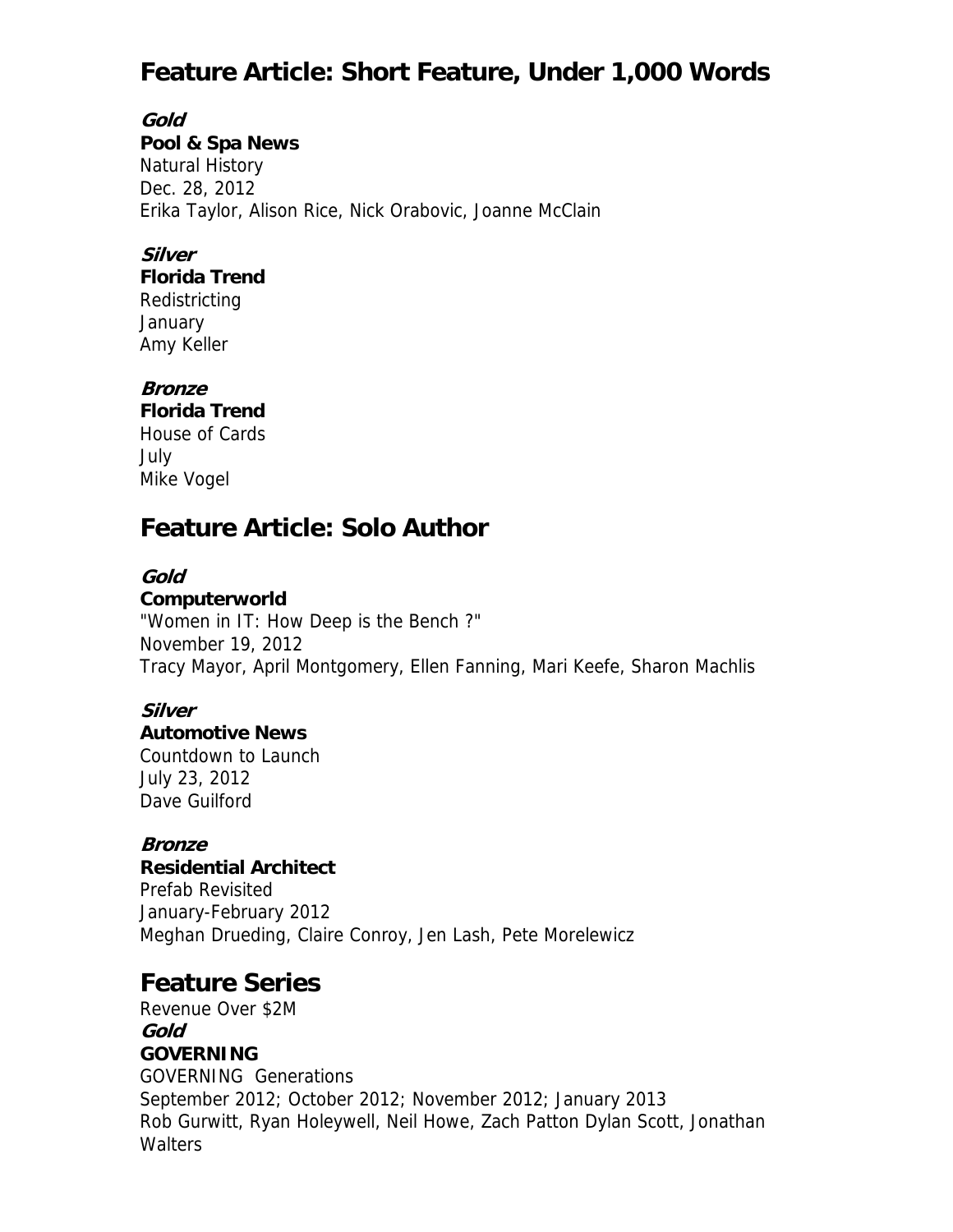## Feature Article: Short Feature, Under 1,000 Words

***Gold***
**Pool & Spa News**
Natural History
Dec. 28, 2012
Erika Taylor, Alison Rice, Nick Orabovic, Joanne McClain

***Silver***
**Florida Trend**
Redistricting
January
Amy Keller

***Bronze***
**Florida Trend**
House of Cards
July
Mike Vogel

## Feature Article: Solo Author

***Gold***
**Computerworld**
"Women in IT: How Deep is the Bench ?"
November 19, 2012
Tracy Mayor, April Montgomery, Ellen Fanning, Mari Keefe, Sharon Machlis

***Silver***
**Automotive News**
Countdown to Launch
July 23, 2012
Dave Guilford

***Bronze***
**Residential Architect**
Prefab Revisited
January-February 2012
Meghan Drueding, Claire Conroy, Jen Lash, Pete Morelewicz

## Feature Series

Revenue Over $2M
***Gold***
**GOVERNING**
GOVERNING Generations
September 2012; October 2012; November 2012; January 2013
Rob Gurwitt, Ryan Holeywell, Neil Howe, Zach Patton Dylan Scott, Jonathan Walters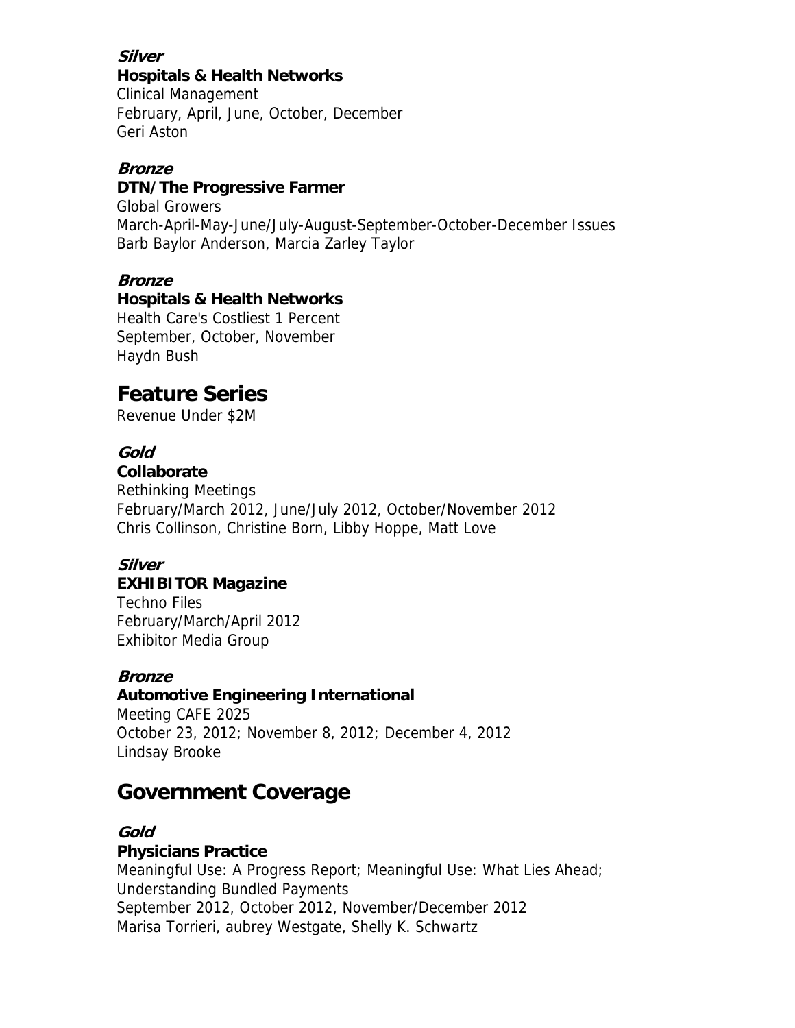***Silver***
**Hospitals & Health Networks**
Clinical Management
February, April, June, October, December
Geri Aston

***Bronze***
**DTN/The Progressive Farmer**
Global Growers
March-April-May-June/July-August-September-October-December Issues
Barb Baylor Anderson, Marcia Zarley Taylor

***Bronze***
**Hospitals & Health Networks**
Health Care's Costliest 1 Percent
September, October, November
Haydn Bush

## Feature Series

Revenue Under $2M

***Gold***
**Collaborate**
Rethinking Meetings
February/March 2012, June/July 2012, October/November 2012
Chris Collinson, Christine Born, Libby Hoppe, Matt Love

***Silver***
**EXHIBITOR Magazine**
Techno Files
February/March/April 2012
Exhibitor Media Group

***Bronze***
**Automotive Engineering International**
Meeting CAFE 2025
October 23, 2012; November 8, 2012; December 4, 2012
Lindsay Brooke

## Government Coverage

***Gold***
**Physicians Practice**
Meaningful Use: A Progress Report; Meaningful Use: What Lies Ahead; Understanding Bundled Payments
September 2012, October 2012, November/December 2012
Marisa Torrieri, aubrey Westgate, Shelly K. Schwartz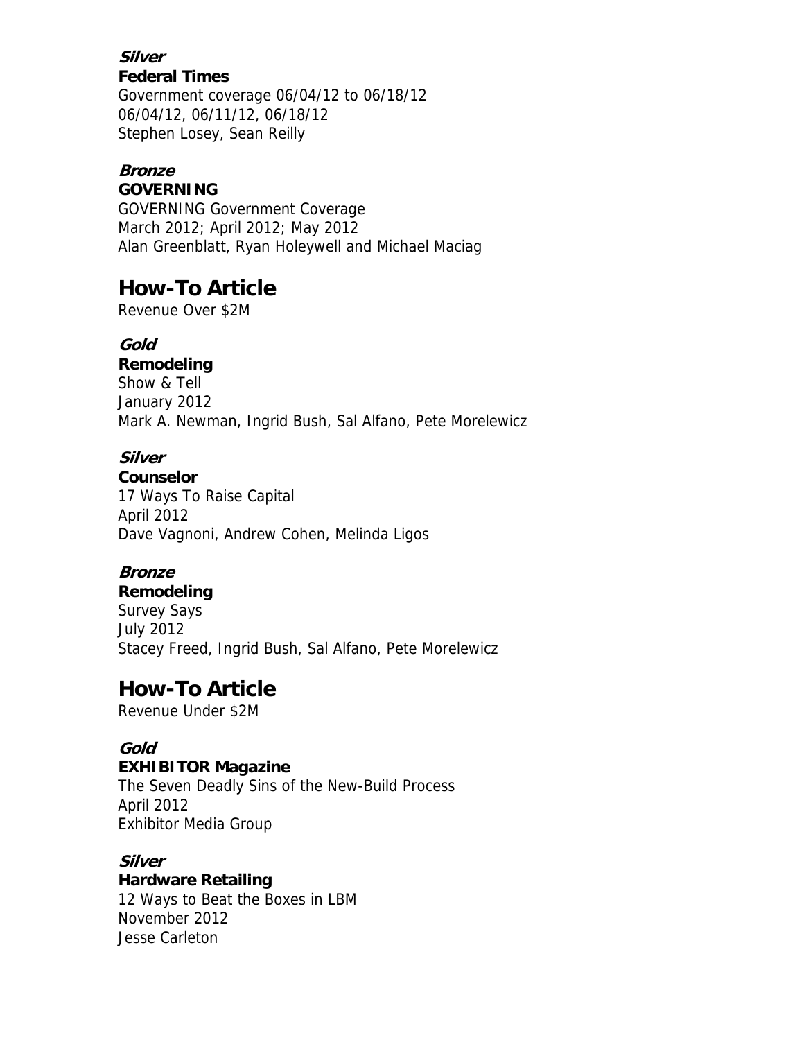***Silver***
**Federal Times**
Government coverage 06/04/12 to 06/18/12
06/04/12, 06/11/12, 06/18/12
Stephen Losey, Sean Reilly

***Bronze***
**GOVERNING**
GOVERNING Government Coverage
March 2012; April 2012; May 2012
Alan Greenblatt, Ryan Holeywell and Michael Maciag

## How-To Article

Revenue Over $2M

***Gold***
**Remodeling**
Show & Tell
January 2012
Mark A. Newman, Ingrid Bush, Sal Alfano, Pete Morelewicz

***Silver***
**Counselor**
17 Ways To Raise Capital
April 2012
Dave Vagnoni, Andrew Cohen, Melinda Ligos

***Bronze***
**Remodeling**
Survey Says
July 2012
Stacey Freed, Ingrid Bush, Sal Alfano, Pete Morelewicz

## How-To Article

Revenue Under $2M

***Gold***
**EXHIBITOR Magazine**
The Seven Deadly Sins of the New-Build Process
April 2012
Exhibitor Media Group

***Silver***
**Hardware Retailing**
12 Ways to Beat the Boxes in LBM
November 2012
Jesse Carleton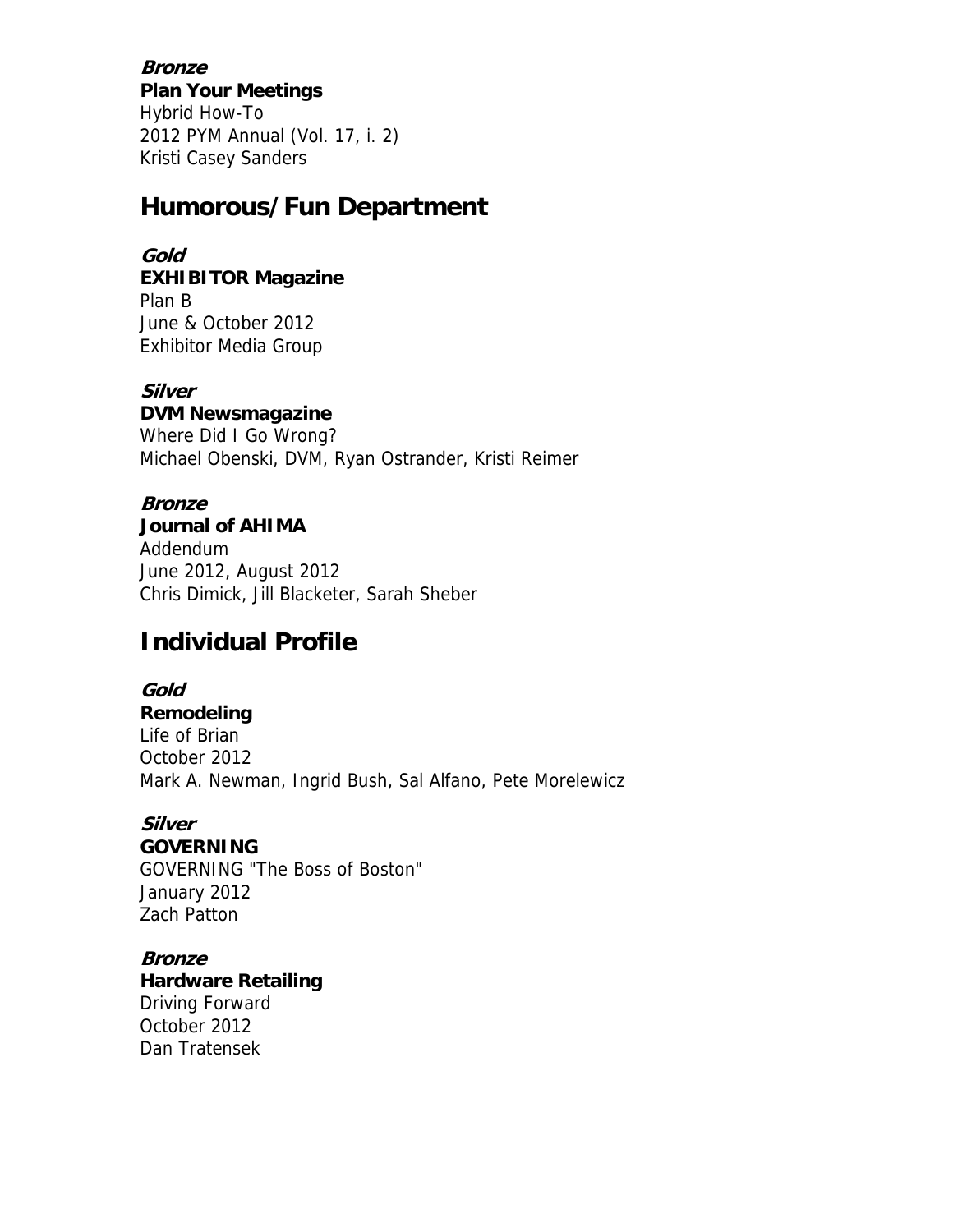***Bronze***
**Plan Your Meetings**
Hybrid How-To
2012 PYM Annual (Vol. 17, i. 2)
Kristi Casey Sanders

## Humorous/Fun Department

***Gold***
**EXHIBITOR Magazine**
Plan B
June & October 2012
Exhibitor Media Group

***Silver***
**DVM Newsmagazine**
Where Did I Go Wrong?
Michael Obenski, DVM, Ryan Ostrander, Kristi Reimer

***Bronze***
**Journal of AHIMA**
Addendum
June 2012, August 2012
Chris Dimick, Jill Blacketer, Sarah Sheber

## Individual Profile

***Gold***
**Remodeling**
Life of Brian
October 2012
Mark A. Newman, Ingrid Bush, Sal Alfano, Pete Morelewicz

***Silver***
**GOVERNING**
GOVERNING "The Boss of Boston"
January 2012
Zach Patton

***Bronze***
**Hardware Retailing**
Driving Forward
October 2012
Dan Tratensek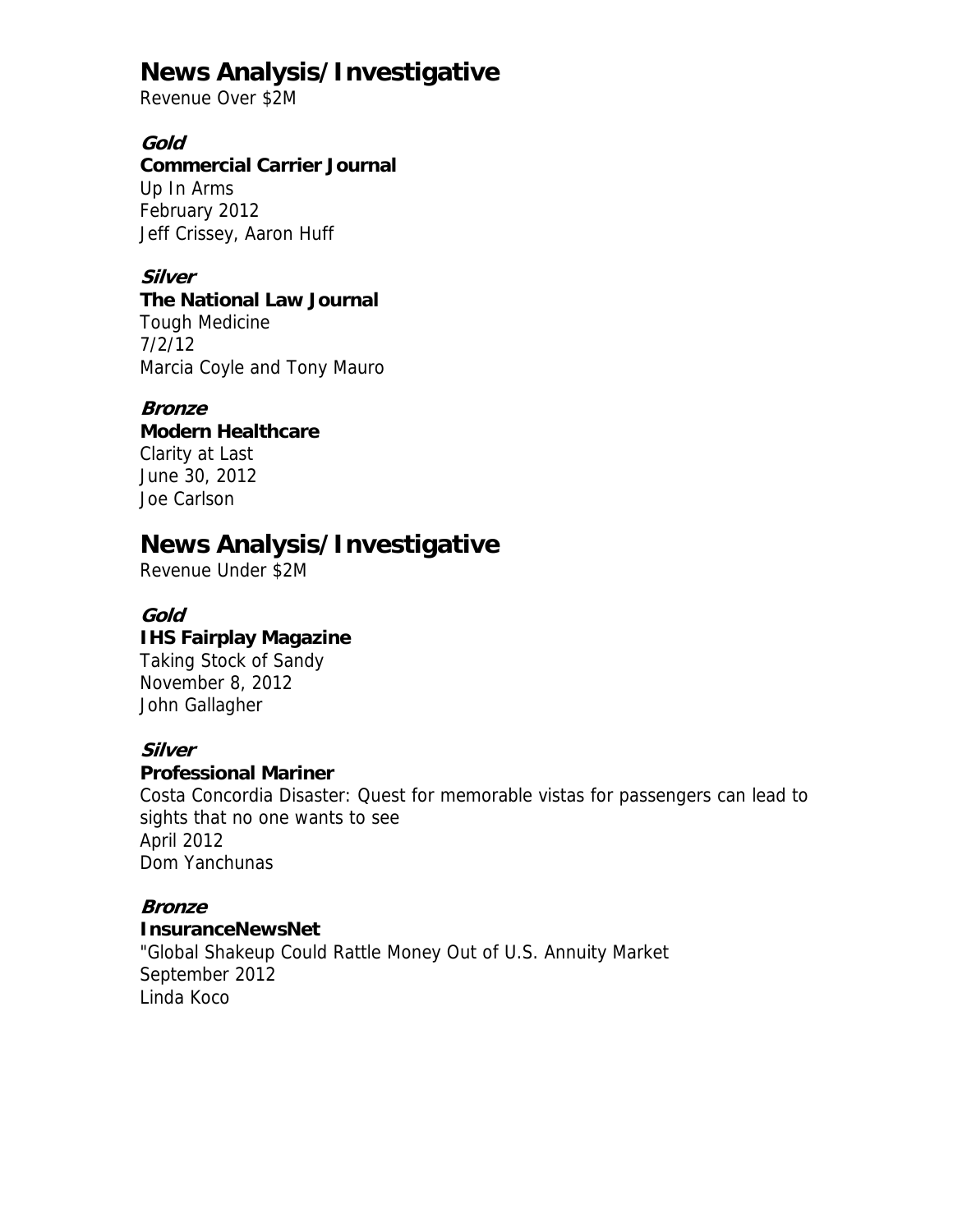## News Analysis/Investigative

Revenue Over $2M

***Gold***

**Commercial Carrier Journal**
Up In Arms
February 2012
Jeff Crissey, Aaron Huff

***Silver***

**The National Law Journal**
Tough Medicine
7/2/12
Marcia Coyle and Tony Mauro

***Bronze***

**Modern Healthcare**
Clarity at Last
June 30, 2012
Joe Carlson

## News Analysis/Investigative

Revenue Under $2M

***Gold***

**IHS Fairplay Magazine**
Taking Stock of Sandy
November 8, 2012
John Gallagher

***Silver***

**Professional Mariner**
Costa Concordia Disaster: Quest for memorable vistas for passengers can lead to sights that no one wants to see
April 2012
Dom Yanchunas

***Bronze***

**InsuranceNewsNet**
"Global Shakeup Could Rattle Money Out of U.S. Annuity Market
September 2012
Linda Koco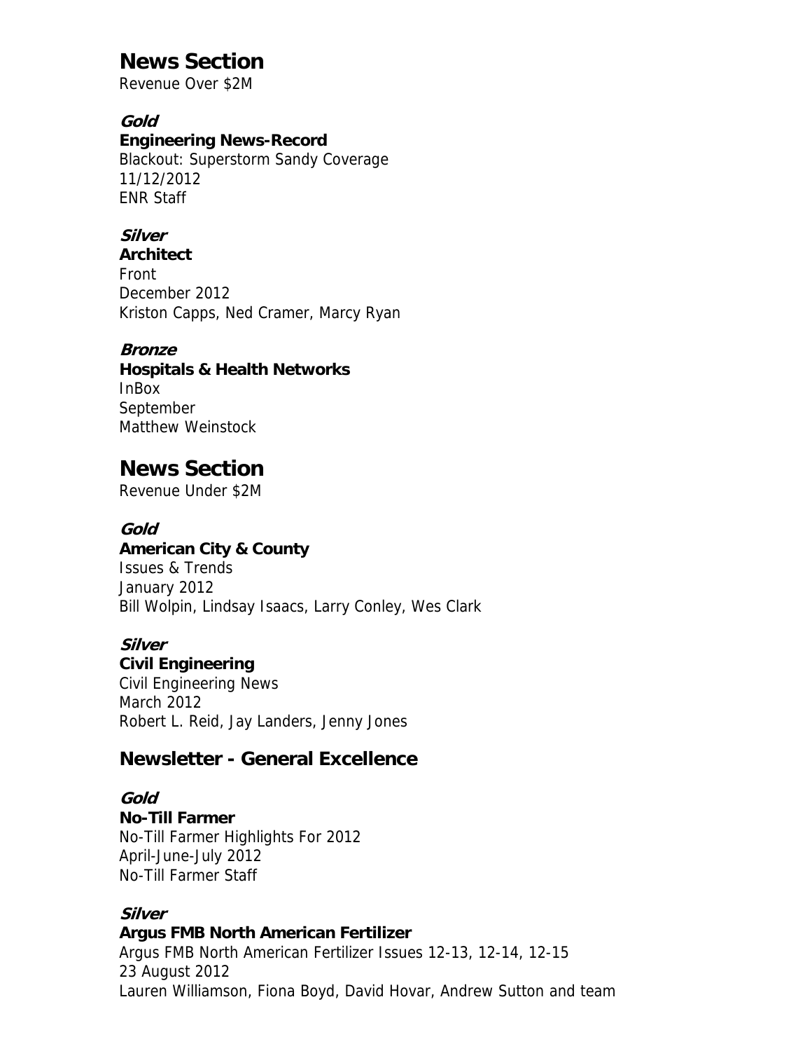# News Section

Revenue Over $2M

### *Gold*

**Engineering News-Record**
Blackout: Superstorm Sandy Coverage
11/12/2012
ENR Staff

### *Silver*

**Architect**
Front
December 2012
Kriston Capps, Ned Cramer, Marcy Ryan

### *Bronze*

**Hospitals & Health Networks**
InBox
September
Matthew Weinstock

# News Section

Revenue Under $2M

### *Gold*

**American City & County**
Issues & Trends
January 2012
Bill Wolpin, Lindsay Isaacs, Larry Conley, Wes Clark

### *Silver*

**Civil Engineering**
Civil Engineering News
March 2012
Robert L. Reid, Jay Landers, Jenny Jones

## Newsletter - General Excellence

### *Gold*

**No-Till Farmer**
No-Till Farmer Highlights For 2012
April-June-July 2012
No-Till Farmer Staff

### *Silver*

**Argus FMB North American Fertilizer**
Argus FMB North American Fertilizer Issues 12-13, 12-14, 12-15
23 August 2012
Lauren Williamson, Fiona Boyd, David Hovar, Andrew Sutton and team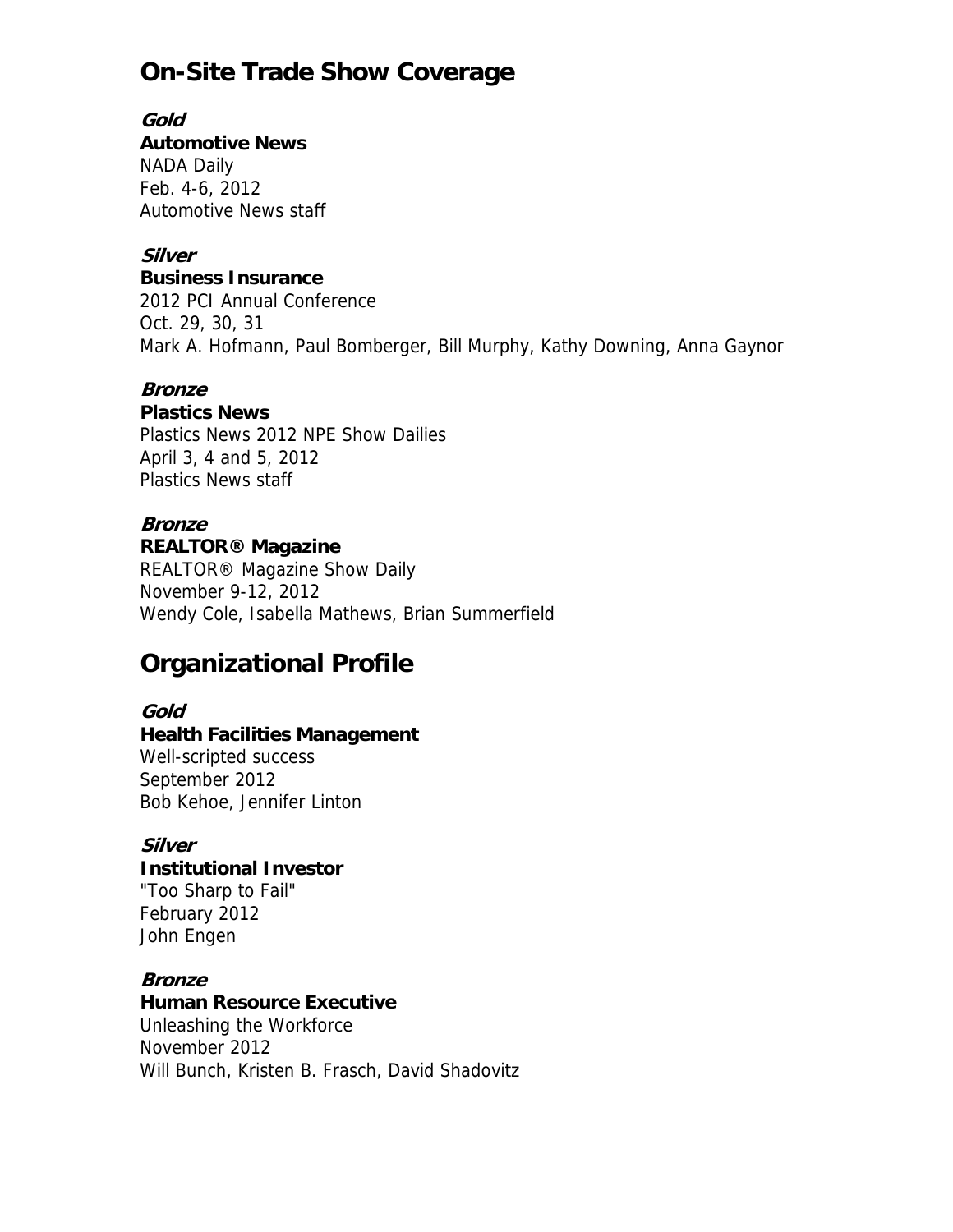## On-Site Trade Show Coverage

***Gold***
**Automotive News**
NADA Daily
Feb. 4-6, 2012
Automotive News staff

***Silver***
**Business Insurance**
2012 PCI Annual Conference
Oct. 29, 30, 31
Mark A. Hofmann, Paul Bomberger, Bill Murphy, Kathy Downing, Anna Gaynor

***Bronze***
**Plastics News**
Plastics News 2012 NPE Show Dailies
April 3, 4 and 5, 2012
Plastics News staff

***Bronze***
**REALTOR® Magazine**
REALTOR® Magazine Show Daily
November 9-12, 2012
Wendy Cole, Isabella Mathews, Brian Summerfield

## Organizational Profile

***Gold***
**Health Facilities Management**
Well-scripted success
September 2012
Bob Kehoe, Jennifer Linton

***Silver***
**Institutional Investor**
"Too Sharp to Fail"
February 2012
John Engen

***Bronze***
**Human Resource Executive**
Unleashing the Workforce
November 2012
Will Bunch, Kristen B. Frasch, David Shadovitz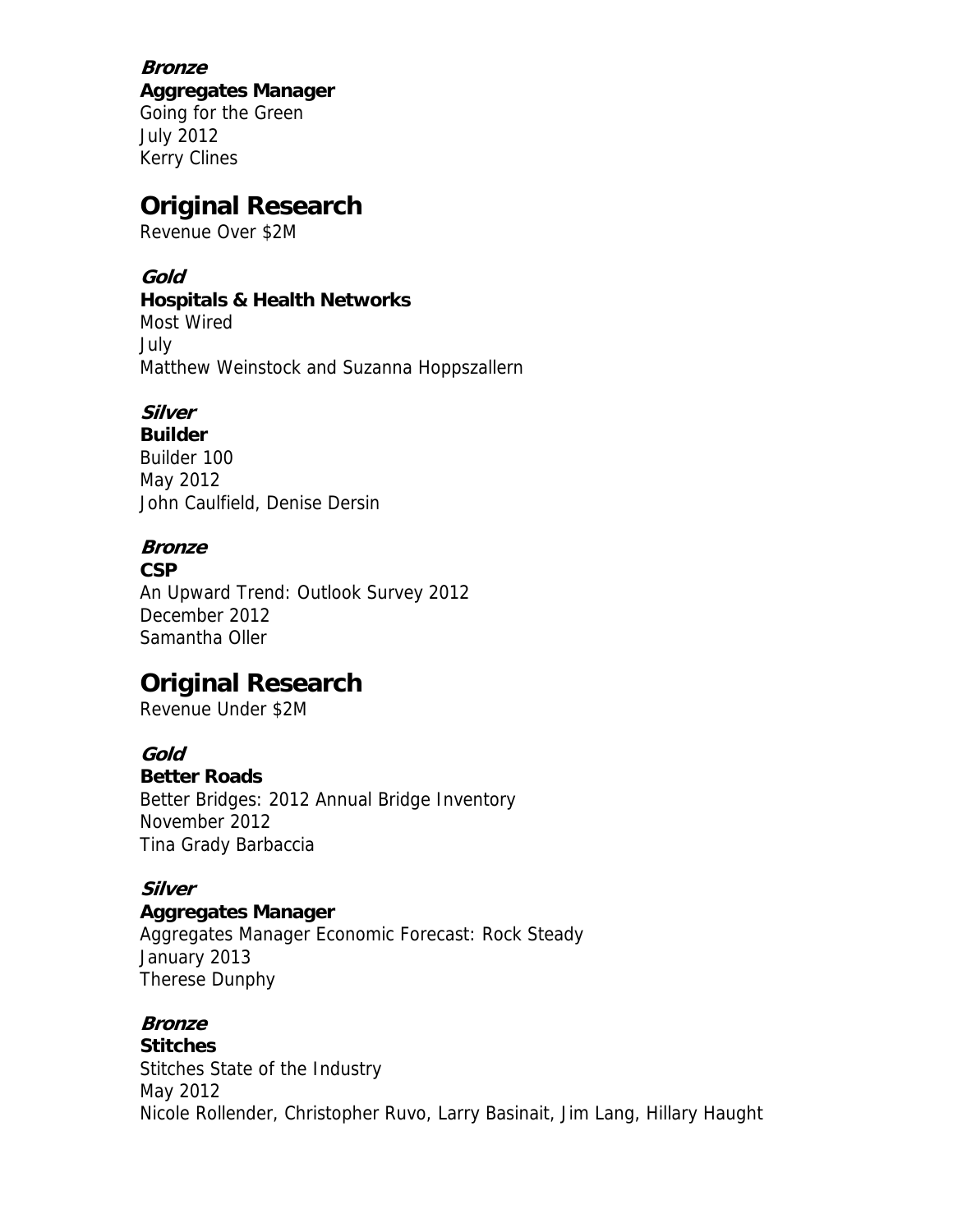***Bronze***

**Aggregates Manager**
Going for the Green
July 2012
Kerry Clines

## Original Research

Revenue Over $2M

***Gold***

**Hospitals & Health Networks**
Most Wired
July
Matthew Weinstock and Suzanna Hoppszallern

***Silver***

**Builder**
Builder 100
May 2012
John Caulfield, Denise Dersin

***Bronze***

**CSP**
An Upward Trend: Outlook Survey 2012
December 2012
Samantha Oller

## Original Research

Revenue Under $2M

***Gold***

**Better Roads**
Better Bridges: 2012 Annual Bridge Inventory
November 2012
Tina Grady Barbaccia

***Silver***

**Aggregates Manager**
Aggregates Manager Economic Forecast: Rock Steady
January 2013
Therese Dunphy

***Bronze***

**Stitches**
Stitches State of the Industry
May 2012
Nicole Rollender, Christopher Ruvo, Larry Basinait, Jim Lang, Hillary Haught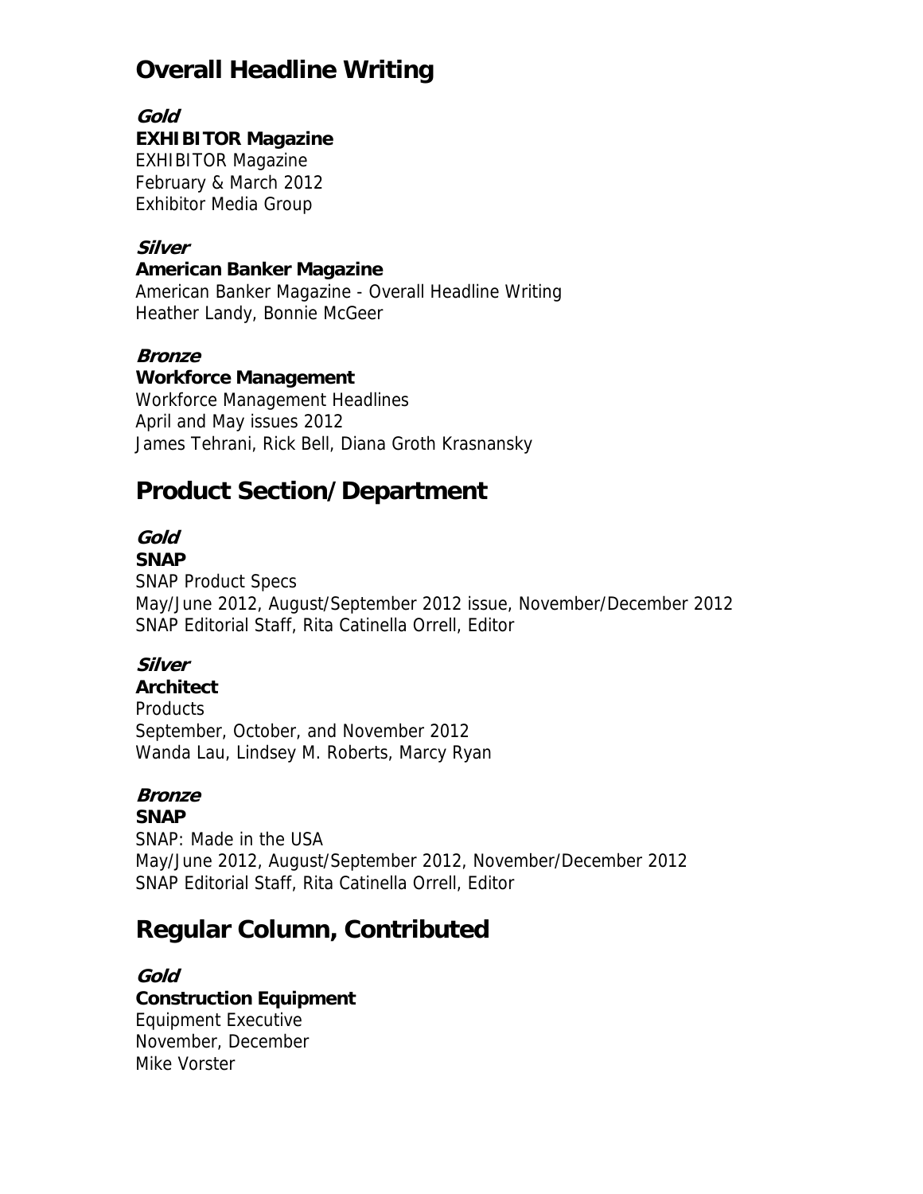## Overall Headline Writing

***Gold***
**EXHIBITOR Magazine**
EXHIBITOR Magazine
February & March 2012
Exhibitor Media Group

***Silver***
**American Banker Magazine**
American Banker Magazine - Overall Headline Writing
Heather Landy, Bonnie McGeer

***Bronze***
**Workforce Management**
Workforce Management Headlines
April and May issues 2012
James Tehrani, Rick Bell, Diana Groth Krasnansky

## Product Section/Department

***Gold***
**SNAP**
SNAP Product Specs
May/June 2012, August/September 2012 issue, November/December 2012
SNAP Editorial Staff, Rita Catinella Orrell, Editor

***Silver***
**Architect**
Products
September, October, and November 2012
Wanda Lau, Lindsey M. Roberts, Marcy Ryan

***Bronze***
**SNAP**
SNAP: Made in the USA
May/June 2012, August/September 2012, November/December 2012
SNAP Editorial Staff, Rita Catinella Orrell, Editor

## Regular Column, Contributed

***Gold***
**Construction Equipment**
Equipment Executive
November, December
Mike Vorster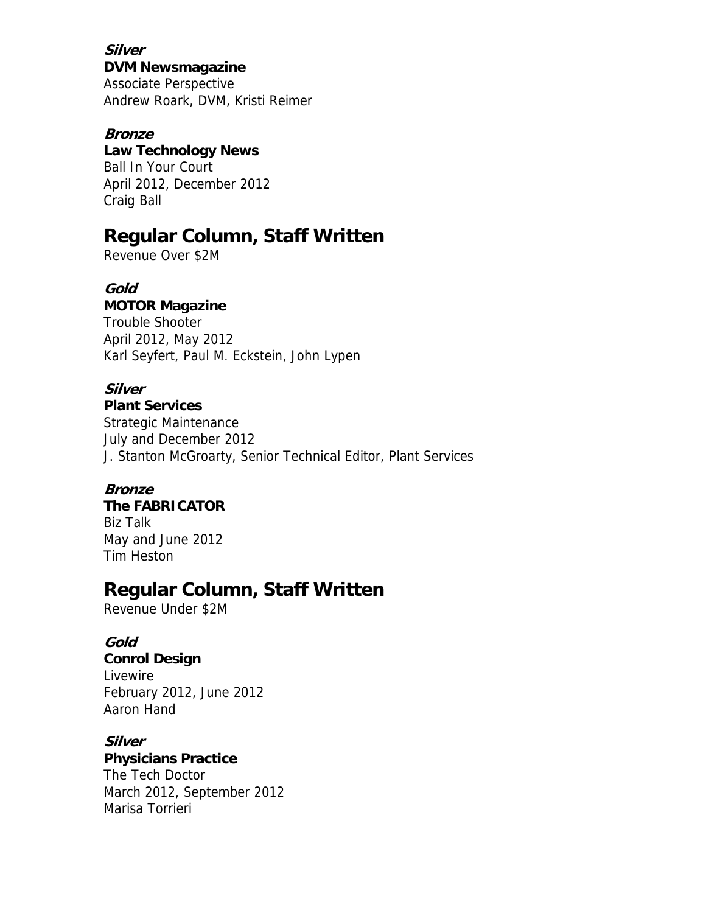***Silver***
**DVM Newsmagazine**
Associate Perspective
Andrew Roark, DVM, Kristi Reimer

***Bronze***
**Law Technology News**
Ball In Your Court
April 2012, December 2012
Craig Ball

## Regular Column, Staff Written

Revenue Over $2M

***Gold***
**MOTOR Magazine**
Trouble Shooter
April 2012, May 2012
Karl Seyfert, Paul M. Eckstein, John Lypen

***Silver***
**Plant Services**
Strategic Maintenance
July and December 2012
J. Stanton McGroarty, Senior Technical Editor, Plant Services

***Bronze***
**The FABRICATOR**
Biz Talk
May and June 2012
Tim Heston

## Regular Column, Staff Written

Revenue Under $2M

***Gold***
**Conrol Design**
Livewire
February 2012, June 2012
Aaron Hand

***Silver***
**Physicians Practice**
The Tech Doctor
March 2012, September 2012
Marisa Torrieri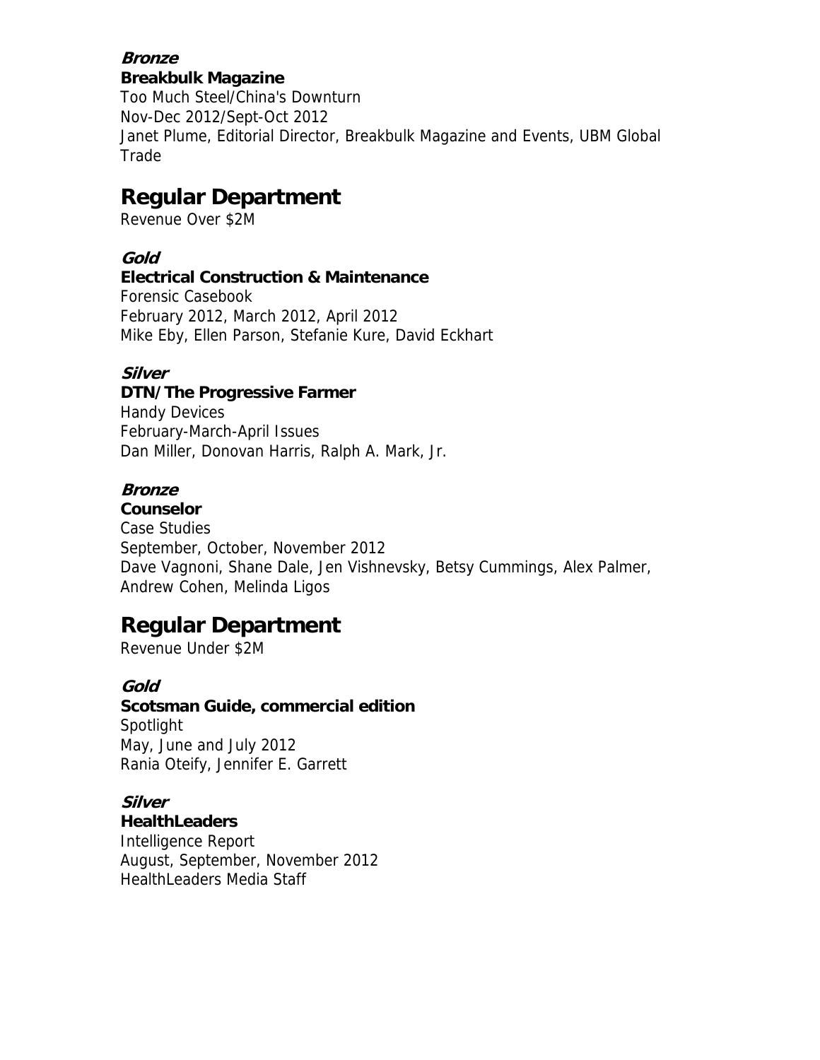***Bronze***

**Breakbulk Magazine**

Too Much Steel/China's Downturn

Nov-Dec 2012/Sept-Oct 2012

Janet Plume, Editorial Director, Breakbulk Magazine and Events, UBM Global Trade

## Regular Department

Revenue Over $2M

***Gold***

**Electrical Construction & Maintenance**

Forensic Casebook

February 2012, March 2012, April 2012

Mike Eby, Ellen Parson, Stefanie Kure, David Eckhart

***Silver***

**DTN/The Progressive Farmer**

Handy Devices

February-March-April Issues

Dan Miller, Donovan Harris, Ralph A. Mark, Jr.

***Bronze***

**Counselor**

Case Studies

September, October, November 2012

Dave Vagnoni, Shane Dale, Jen Vishnevsky, Betsy Cummings, Alex Palmer, Andrew Cohen, Melinda Ligos

## Regular Department

Revenue Under $2M

***Gold***

**Scotsman Guide, commercial edition**

Spotlight

May, June and July 2012

Rania Oteify, Jennifer E. Garrett

***Silver***

**HealthLeaders**

Intelligence Report

August, September, November 2012

HealthLeaders Media Staff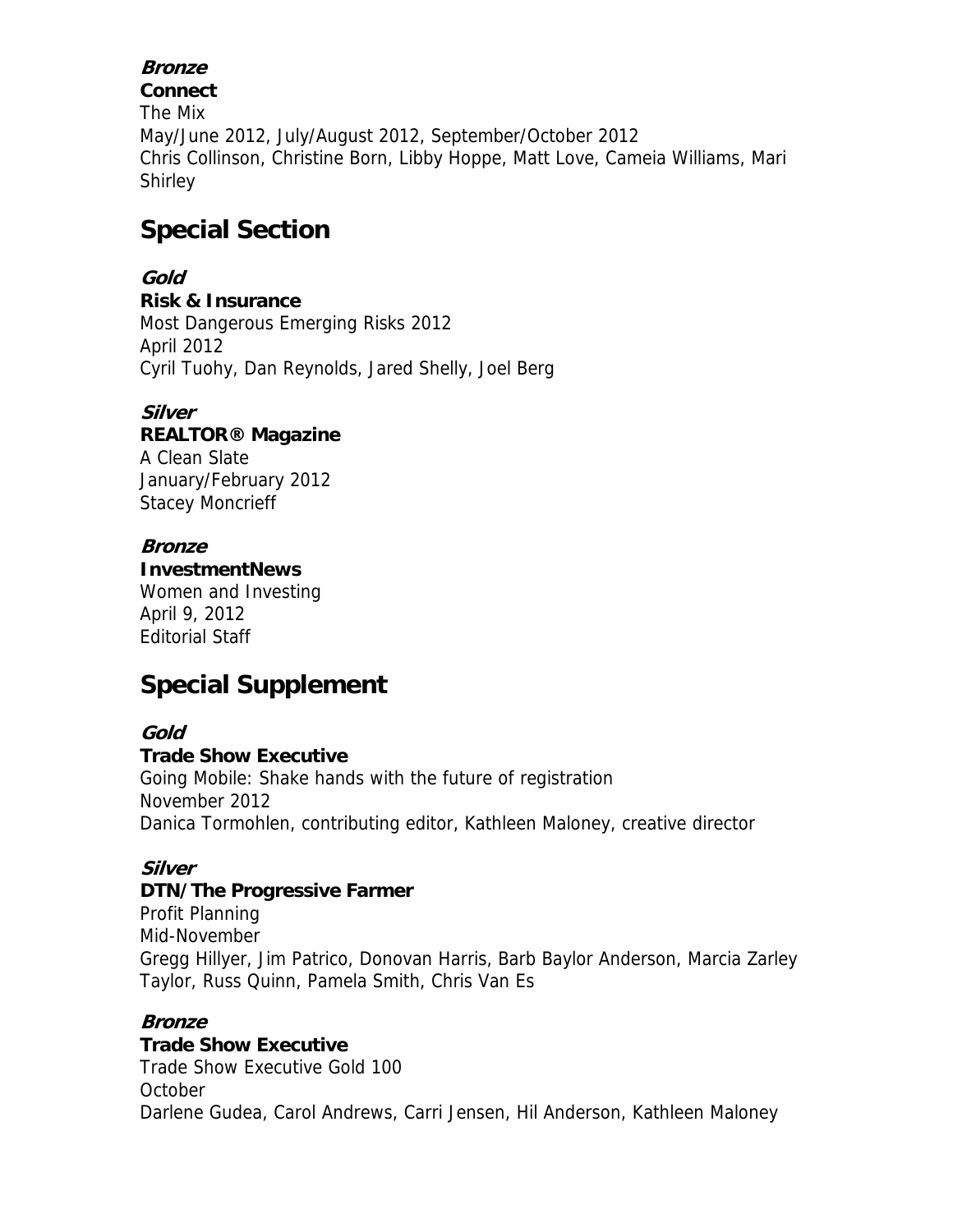***Bronze***

**Connect**

The Mix

May/June 2012, July/August 2012, September/October 2012

Chris Collinson, Christine Born, Libby Hoppe, Matt Love, Cameia Williams, Mari Shirley

## Special Section

***Gold***

**Risk & Insurance**

Most Dangerous Emerging Risks 2012

April 2012

Cyril Tuohy, Dan Reynolds, Jared Shelly, Joel Berg

***Silver***

**REALTOR® Magazine**

A Clean Slate

January/February 2012

Stacey Moncrieff

***Bronze***

**InvestmentNews**

Women and Investing

April 9, 2012

Editorial Staff

## Special Supplement

***Gold***

**Trade Show Executive**

Going Mobile: Shake hands with the future of registration

November 2012

Danica Tormohlen, contributing editor, Kathleen Maloney, creative director

***Silver***

**DTN/The Progressive Farmer**

Profit Planning

Mid-November

Gregg Hillyer, Jim Patrico, Donovan Harris, Barb Baylor Anderson, Marcia Zarley Taylor, Russ Quinn, Pamela Smith, Chris Van Es

***Bronze***

**Trade Show Executive**

Trade Show Executive Gold 100

October

Darlene Gudea, Carol Andrews, Carri Jensen, Hil Anderson, Kathleen Maloney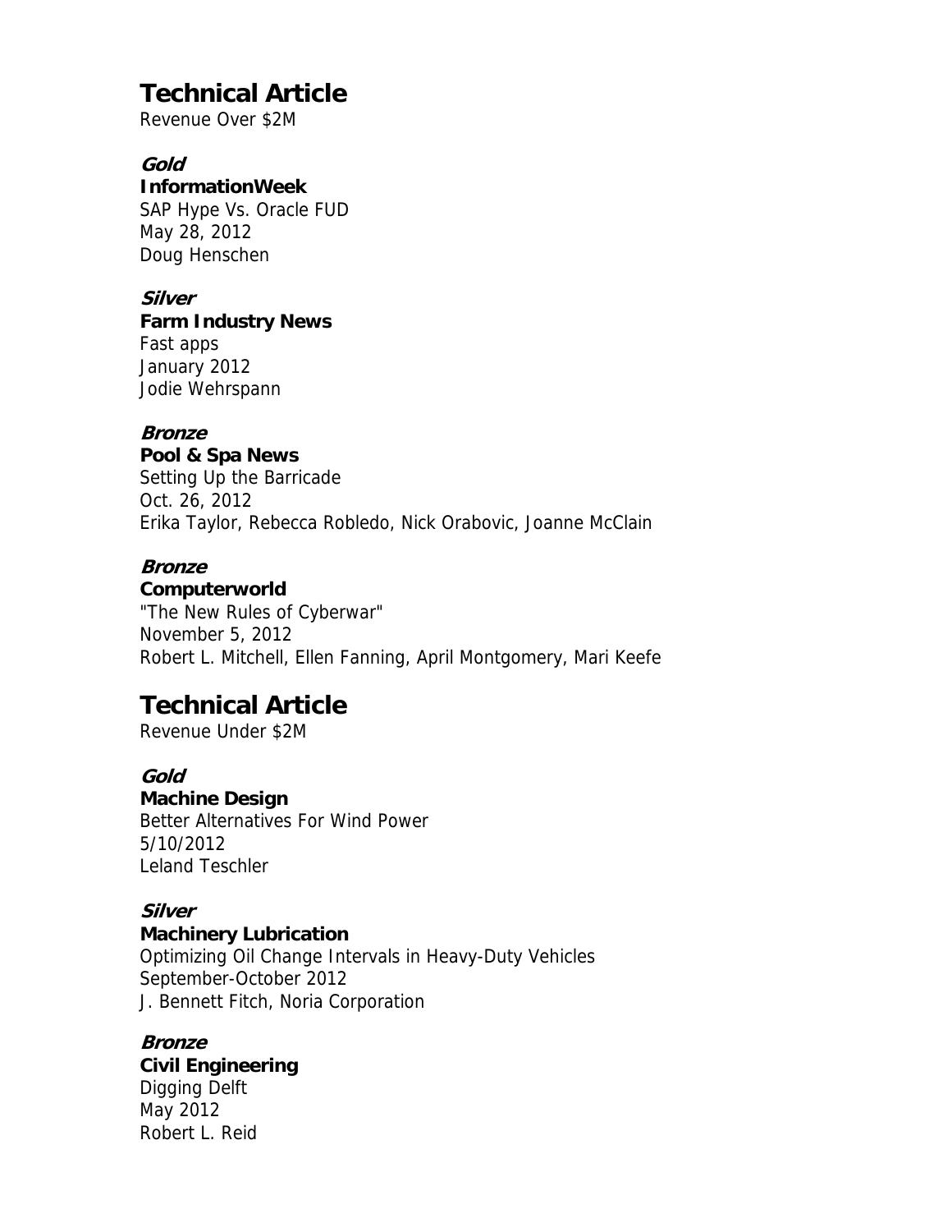## Technical Article

Revenue Over $2M

***Gold***

**InformationWeek**
SAP Hype Vs. Oracle FUD
May 28, 2012
Doug Henschen

***Silver***

**Farm Industry News**
Fast apps
January 2012
Jodie Wehrspann

***Bronze***

**Pool & Spa News**
Setting Up the Barricade
Oct. 26, 2012
Erika Taylor, Rebecca Robledo, Nick Orabovic, Joanne McClain

***Bronze***

**Computerworld**
"The New Rules of Cyberwar"
November 5, 2012
Robert L. Mitchell, Ellen Fanning, April Montgomery, Mari Keefe

## Technical Article

Revenue Under $2M

***Gold***

**Machine Design**
Better Alternatives For Wind Power
5/10/2012
Leland Teschler

***Silver***

**Machinery Lubrication**
Optimizing Oil Change Intervals in Heavy-Duty Vehicles
September-October 2012
J. Bennett Fitch, Noria Corporation

***Bronze***

**Civil Engineering**
Digging Delft
May 2012
Robert L. Reid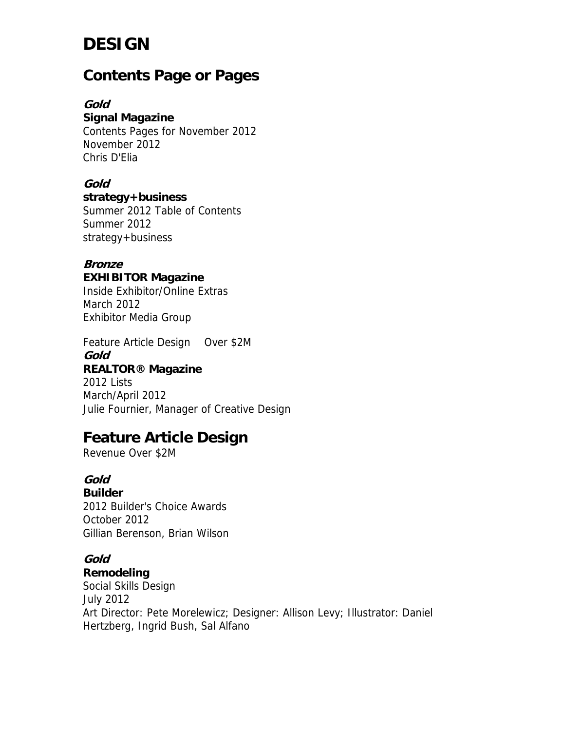# DESIGN

## Contents Page or Pages

***Gold***
**Signal Magazine**
Contents Pages for November 2012
November 2012
Chris D'Elia

***Gold***
**strategy+business**
Summer 2012 Table of Contents
Summer 2012
strategy+business

***Bronze***
**EXHIBITOR Magazine**
Inside Exhibitor/Online Extras
March 2012
Exhibitor Media Group

Feature Article Design Over $2M
***Gold***
**REALTOR® Magazine**
2012 Lists
March/April 2012
Julie Fournier, Manager of Creative Design

## Feature Article Design

Revenue Over $2M

***Gold***
**Builder**
2012 Builder's Choice Awards
October 2012
Gillian Berenson, Brian Wilson

***Gold***
**Remodeling**
Social Skills Design
July 2012
Art Director: Pete Morelewicz; Designer: Allison Levy; Illustrator: Daniel Hertzberg, Ingrid Bush, Sal Alfano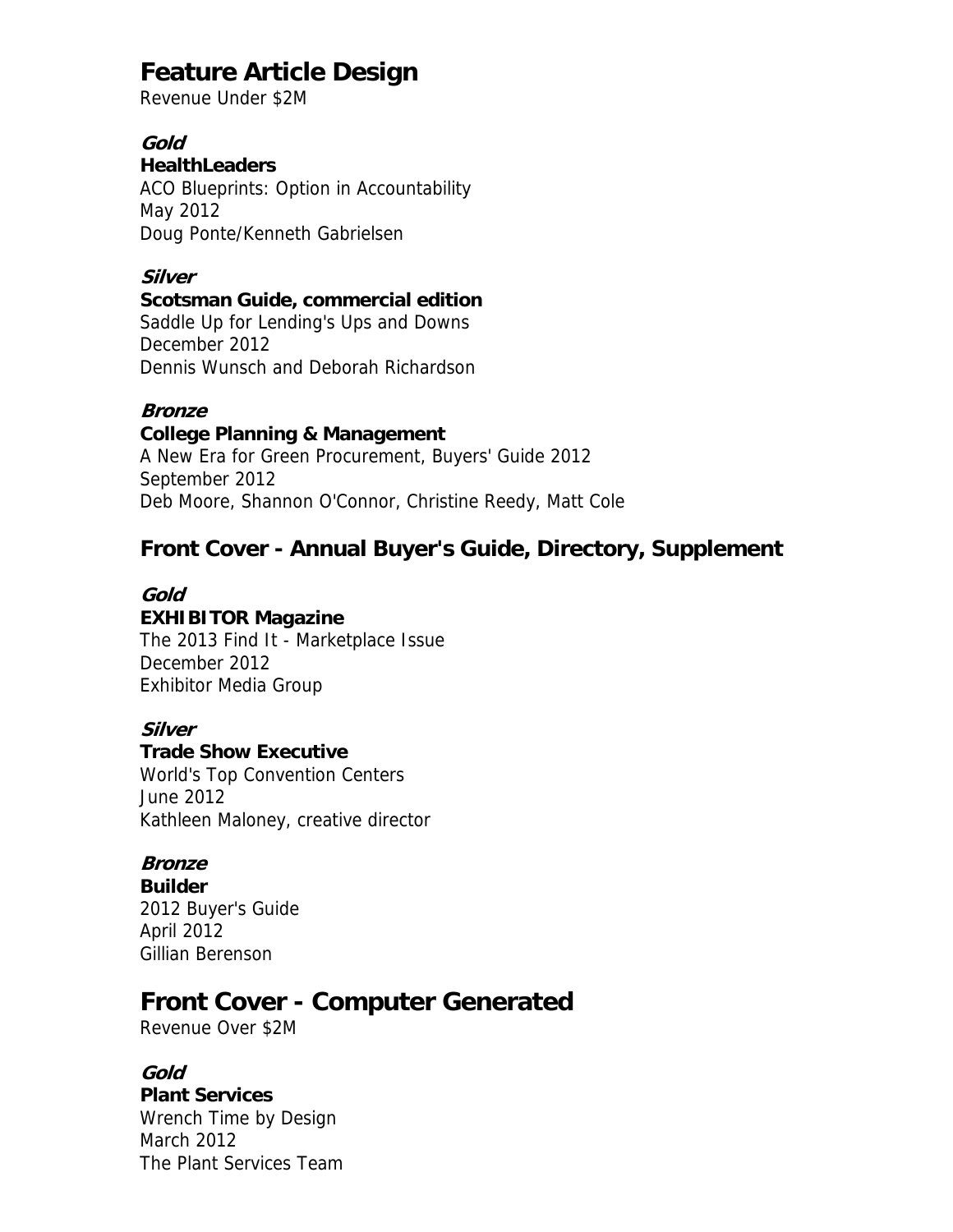## Feature Article Design

Revenue Under $2M

***Gold***

**HealthLeaders**
ACO Blueprints: Option in Accountability
May 2012
Doug Ponte/Kenneth Gabrielsen

***Silver***

**Scotsman Guide, commercial edition**
Saddle Up for Lending's Ups and Downs
December 2012
Dennis Wunsch and Deborah Richardson

***Bronze***

**College Planning & Management**
A New Era for Green Procurement, Buyers' Guide 2012
September 2012
Deb Moore, Shannon O'Connor, Christine Reedy, Matt Cole

### Front Cover - Annual Buyer's Guide, Directory, Supplement

***Gold***

**EXHIBITOR Magazine**
The 2013 Find It - Marketplace Issue
December 2012
Exhibitor Media Group

***Silver***

**Trade Show Executive**
World's Top Convention Centers
June 2012
Kathleen Maloney, creative director

***Bronze***

**Builder**
2012 Buyer's Guide
April 2012
Gillian Berenson

## Front Cover - Computer Generated

Revenue Over $2M

***Gold***

**Plant Services**
Wrench Time by Design
March 2012
The Plant Services Team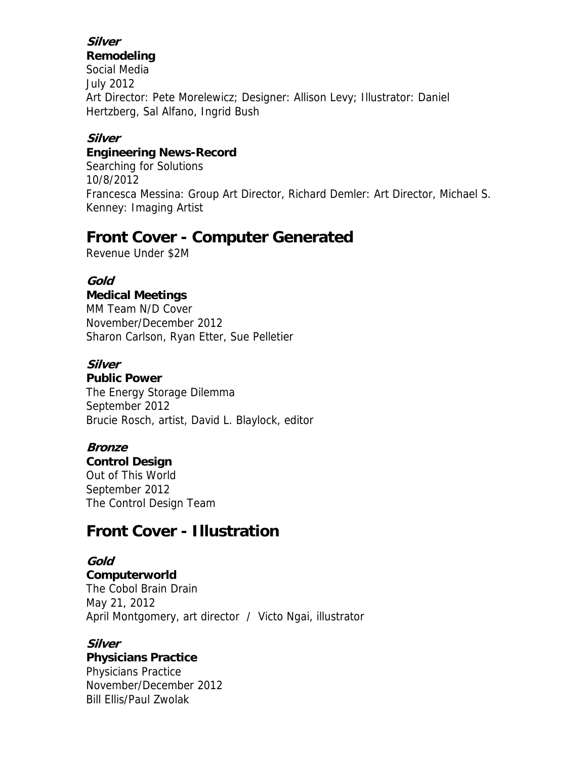***Silver***

**Remodeling**

Social Media

July 2012

Art Director: Pete Morelewicz; Designer: Allison Levy; Illustrator: Daniel Hertzberg, Sal Alfano, Ingrid Bush

***Silver***

**Engineering News-Record**

Searching for Solutions

10/8/2012

Francesca Messina: Group Art Director, Richard Demler: Art Director, Michael S. Kenney: Imaging Artist

## Front Cover - Computer Generated

Revenue Under $2M

***Gold***

**Medical Meetings**

MM Team N/D Cover

November/December 2012

Sharon Carlson, Ryan Etter, Sue Pelletier

***Silver***

**Public Power**

The Energy Storage Dilemma

September 2012

Brucie Rosch, artist, David L. Blaylock, editor

***Bronze***

**Control Design**

Out of This World

September 2012

The Control Design Team

## Front Cover - Illustration

***Gold***

**Computerworld**

The Cobol Brain Drain

May 21, 2012

April Montgomery, art director / Victo Ngai, illustrator

***Silver***

**Physicians Practice**

Physicians Practice

November/December 2012

Bill Ellis/Paul Zwolak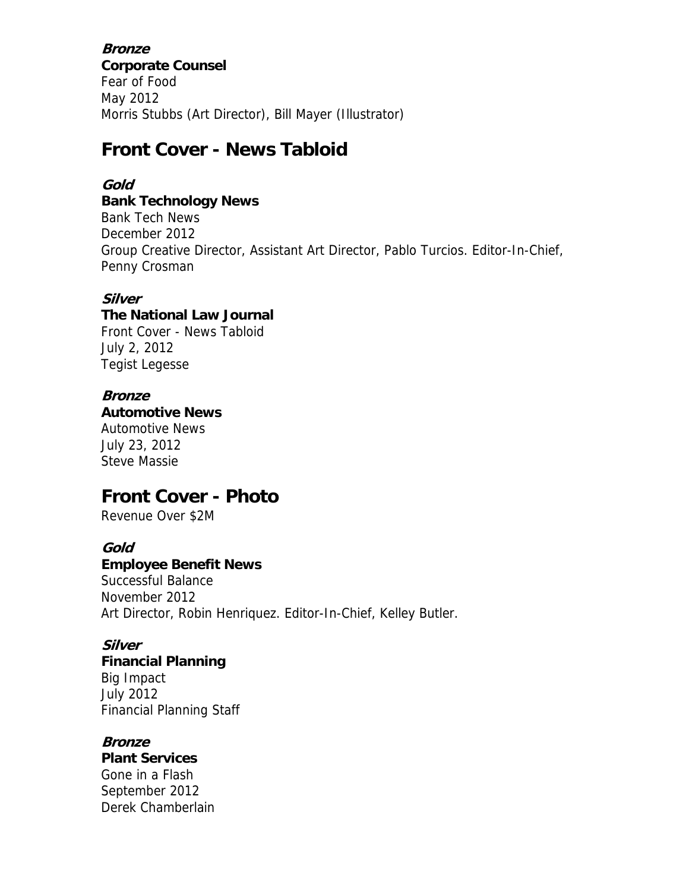***Bronze***
**Corporate Counsel**
Fear of Food
May 2012
Morris Stubbs (Art Director), Bill Mayer (Illustrator)

## Front Cover - News Tabloid

***Gold***
**Bank Technology News**
Bank Tech News
December 2012
Group Creative Director, Assistant Art Director, Pablo Turcios. Editor-In-Chief, Penny Crosman

***Silver***
**The National Law Journal**
Front Cover - News Tabloid
July 2, 2012
Tegist Legesse

***Bronze***
**Automotive News**
Automotive News
July 23, 2012
Steve Massie

## Front Cover - Photo

Revenue Over $2M

***Gold***
**Employee Benefit News**
Successful Balance
November 2012
Art Director, Robin Henriquez. Editor-In-Chief, Kelley Butler.

***Silver***
**Financial Planning**
Big Impact
July 2012
Financial Planning Staff

***Bronze***
**Plant Services**
Gone in a Flash
September 2012
Derek Chamberlain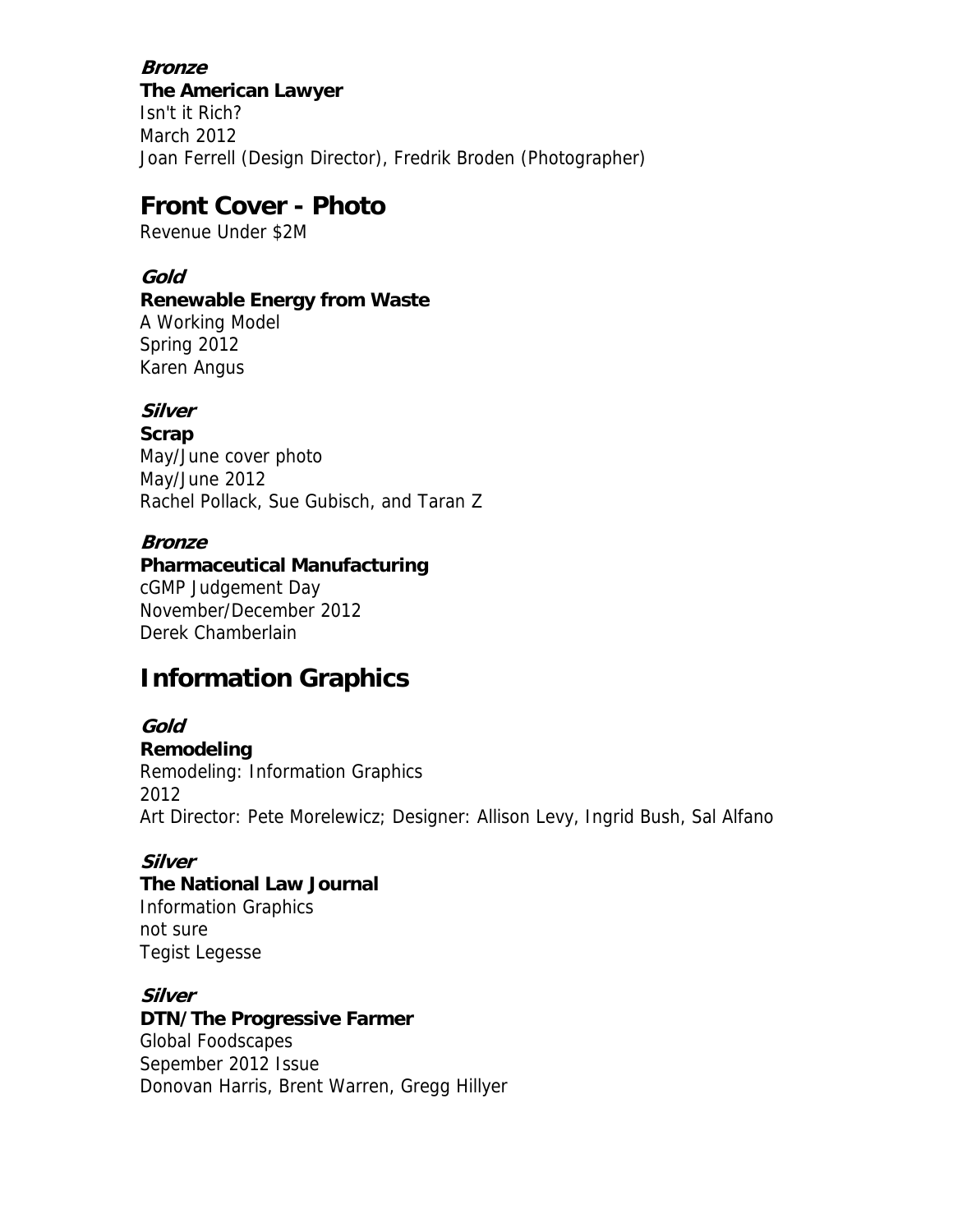***Bronze***
**The American Lawyer**
Isn't it Rich?
March 2012
Joan Ferrell (Design Director), Fredrik Broden (Photographer)

## Front Cover - Photo

Revenue Under $2M

***Gold***
**Renewable Energy from Waste**
A Working Model
Spring 2012
Karen Angus

***Silver***
**Scrap**
May/June cover photo
May/June 2012
Rachel Pollack, Sue Gubisch, and Taran Z

***Bronze***
**Pharmaceutical Manufacturing**
cGMP Judgement Day
November/December 2012
Derek Chamberlain

## Information Graphics

***Gold***
**Remodeling**
Remodeling: Information Graphics
2012
Art Director: Pete Morelewicz; Designer: Allison Levy, Ingrid Bush, Sal Alfano

***Silver***
**The National Law Journal**
Information Graphics
not sure
Tegist Legesse

***Silver***
**DTN/The Progressive Farmer**
Global Foodscapes
Sepember 2012 Issue
Donovan Harris, Brent Warren, Gregg Hillyer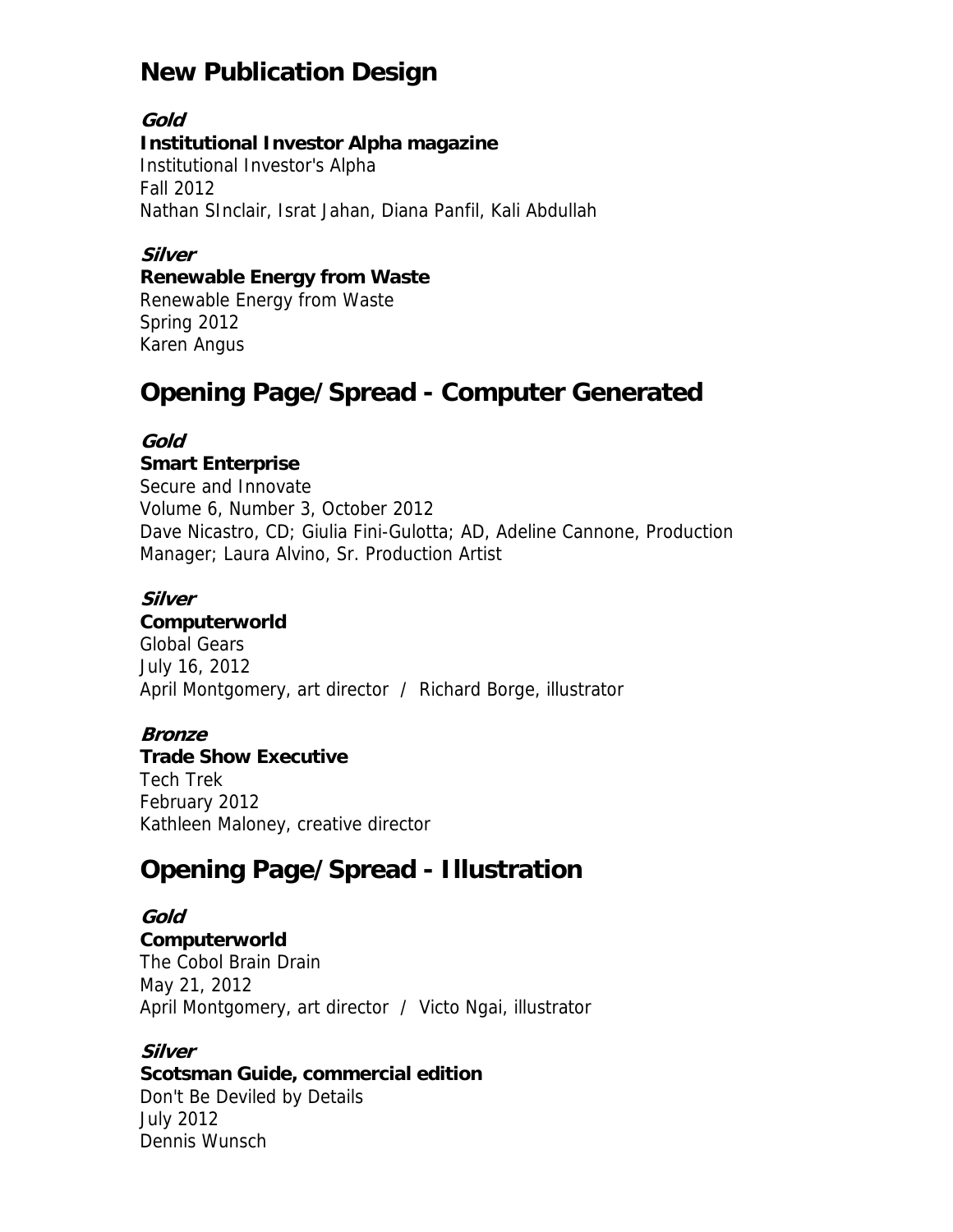## New Publication Design

***Gold***
**Institutional Investor Alpha magazine**
Institutional Investor's Alpha
Fall 2012
Nathan SInclair, Israt Jahan, Diana Panfil, Kali Abdullah

***Silver***
**Renewable Energy from Waste**
Renewable Energy from Waste
Spring 2012
Karen Angus

## Opening Page/Spread - Computer Generated

***Gold***
**Smart Enterprise**
Secure and Innovate
Volume 6, Number 3, October 2012
Dave Nicastro, CD; Giulia Fini-Gulotta; AD, Adeline Cannone, Production Manager; Laura Alvino, Sr. Production Artist

***Silver***
**Computerworld**
Global Gears
July 16, 2012
April Montgomery, art director / Richard Borge, illustrator

***Bronze***
**Trade Show Executive**
Tech Trek
February 2012
Kathleen Maloney, creative director

## Opening Page/Spread - Illustration

***Gold***
**Computerworld**
The Cobol Brain Drain
May 21, 2012
April Montgomery, art director / Victo Ngai, illustrator

***Silver***
**Scotsman Guide, commercial edition**
Don't Be Deviled by Details
July 2012
Dennis Wunsch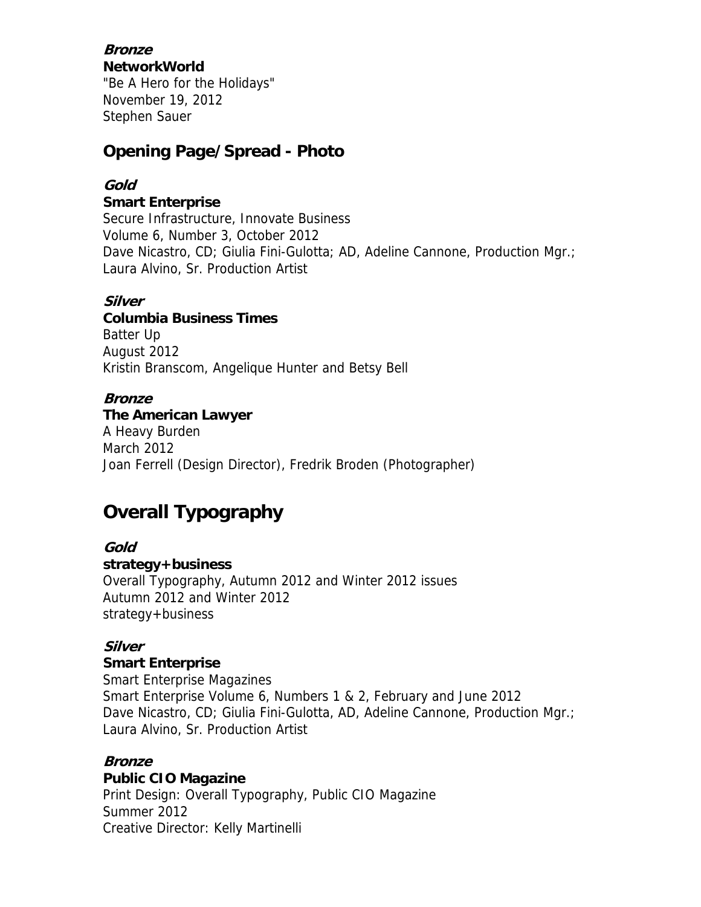***Bronze***
**NetworkWorld**
"Be A Hero for the Holidays"
November 19, 2012
Stephen Sauer

## Opening Page/Spread - Photo

***Gold***
**Smart Enterprise**
Secure Infrastructure, Innovate Business
Volume 6, Number 3, October 2012
Dave Nicastro, CD; Giulia Fini-Gulotta; AD, Adeline Cannone, Production Mgr.; Laura Alvino, Sr. Production Artist

***Silver***
**Columbia Business Times**
Batter Up
August 2012
Kristin Branscom, Angelique Hunter and Betsy Bell

***Bronze***
**The American Lawyer**
A Heavy Burden
March 2012
Joan Ferrell (Design Director), Fredrik Broden (Photographer)

# Overall Typography

***Gold***
**strategy+business**
Overall Typography, Autumn 2012 and Winter 2012 issues
Autumn 2012 and Winter 2012
strategy+business

***Silver***
**Smart Enterprise**
Smart Enterprise Magazines
Smart Enterprise Volume 6, Numbers 1 & 2, February and June 2012
Dave Nicastro, CD; Giulia Fini-Gulotta, AD, Adeline Cannone, Production Mgr.; Laura Alvino, Sr. Production Artist

***Bronze***
**Public CIO Magazine**
Print Design: Overall Typography, Public CIO Magazine
Summer 2012
Creative Director: Kelly Martinelli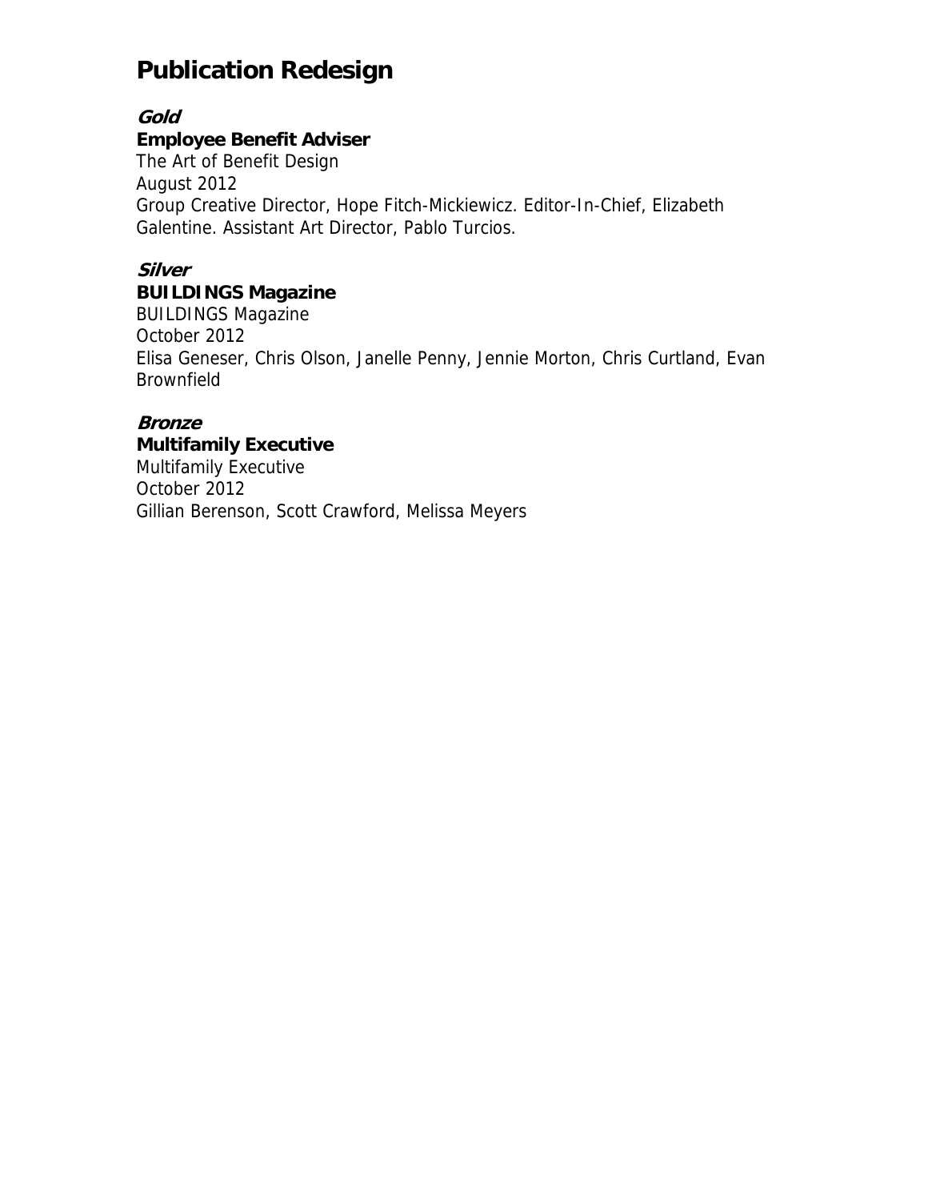# Publication Redesign

***Gold***
**Employee Benefit Adviser**
The Art of Benefit Design
August 2012
Group Creative Director, Hope Fitch-Mickiewicz. Editor-In-Chief, Elizabeth Galentine. Assistant Art Director, Pablo Turcios.

***Silver***
**BUILDINGS Magazine**
BUILDINGS Magazine
October 2012
Elisa Geneser, Chris Olson, Janelle Penny, Jennie Morton, Chris Curtland, Evan Brownfield

***Bronze***
**Multifamily Executive**
Multifamily Executive
October 2012
Gillian Berenson, Scott Crawford, Melissa Meyers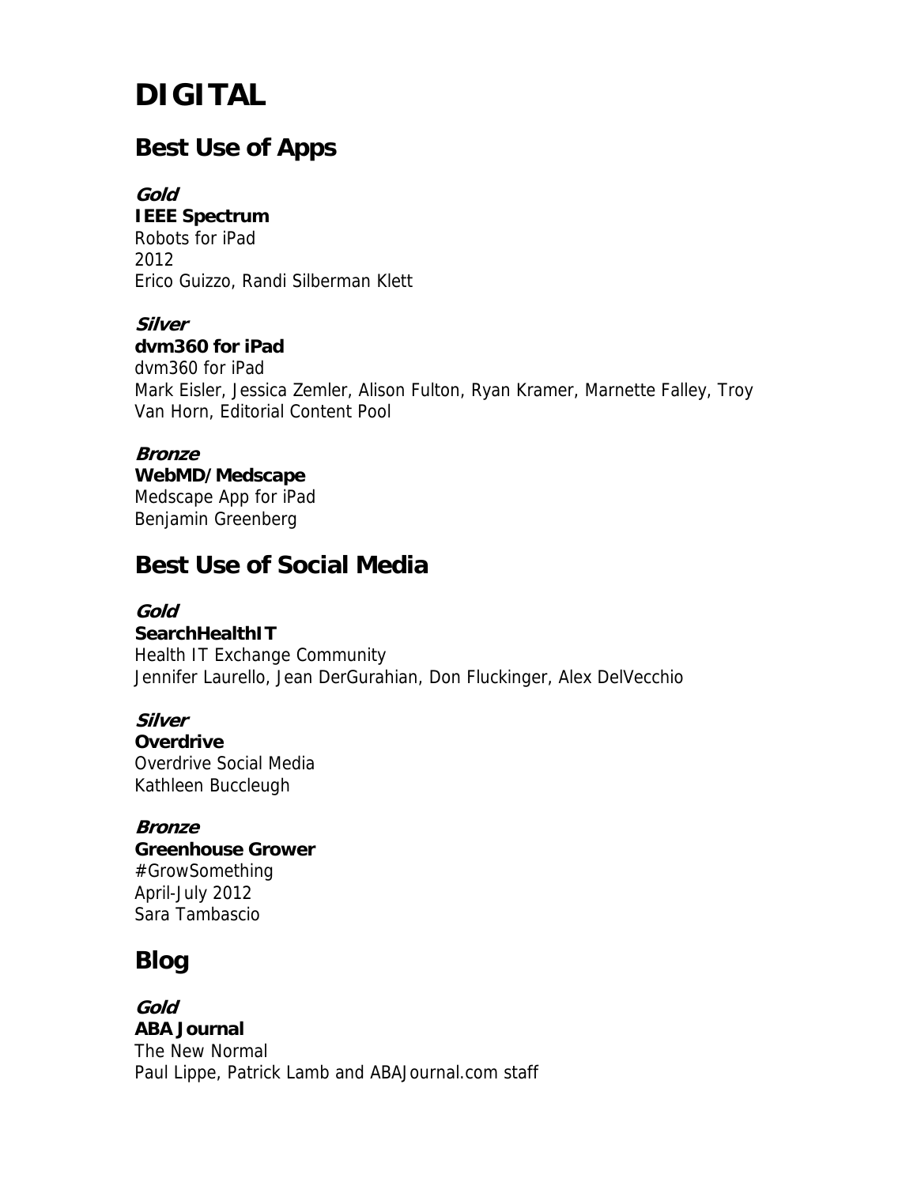# DIGITAL

## Best Use of Apps

***Gold***
**IEEE Spectrum**
Robots for iPad
2012
Erico Guizzo, Randi Silberman Klett

***Silver***
**dvm360 for iPad**
dvm360 for iPad
Mark Eisler, Jessica Zemler, Alison Fulton, Ryan Kramer, Marnette Falley, Troy Van Horn, Editorial Content Pool

***Bronze***
**WebMD/Medscape**
Medscape App for iPad
Benjamin Greenberg

## Best Use of Social Media

***Gold***
**SearchHealthIT**
Health IT Exchange Community
Jennifer Laurello, Jean DerGurahian, Don Fluckinger, Alex DelVecchio

***Silver***
**Overdrive**
Overdrive Social Media
Kathleen Buccleugh

***Bronze***
**Greenhouse Grower**
#GrowSomething
April-July 2012
Sara Tambascio

## Blog

***Gold***
**ABA Journal**
The New Normal
Paul Lippe, Patrick Lamb and ABAJournal.com staff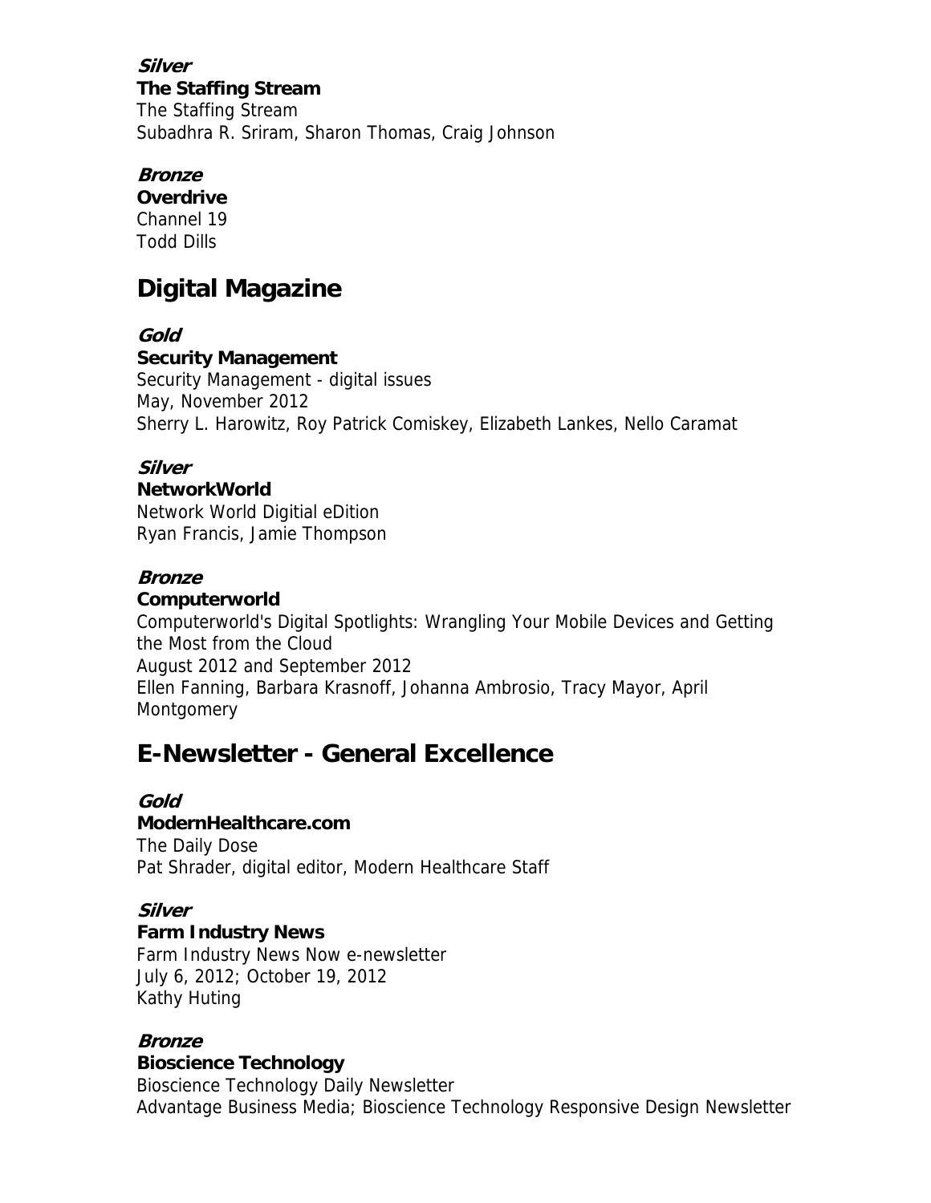***Silver***
**The Staffing Stream**
The Staffing Stream
Subadhra R. Sriram, Sharon Thomas, Craig Johnson

***Bronze***
**Overdrive**
Channel 19
Todd Dills

## Digital Magazine

***Gold***
**Security Management**
Security Management - digital issues
May, November 2012
Sherry L. Harowitz, Roy Patrick Comiskey, Elizabeth Lankes, Nello Caramat

***Silver***
**NetworkWorld**
Network World Digitial eDition
Ryan Francis, Jamie Thompson

***Bronze***
**Computerworld**
Computerworld's Digital Spotlights: Wrangling Your Mobile Devices and Getting the Most from the Cloud
August 2012 and September 2012
Ellen Fanning, Barbara Krasnoff, Johanna Ambrosio, Tracy Mayor, April Montgomery

## E-Newsletter - General Excellence

***Gold***
**ModernHealthcare.com**
The Daily Dose
Pat Shrader, digital editor, Modern Healthcare Staff

***Silver***
**Farm Industry News**
Farm Industry News Now e-newsletter
July 6, 2012; October 19, 2012
Kathy Huting

***Bronze***
**Bioscience Technology**
Bioscience Technology Daily Newsletter
Advantage Business Media; Bioscience Technology Responsive Design Newsletter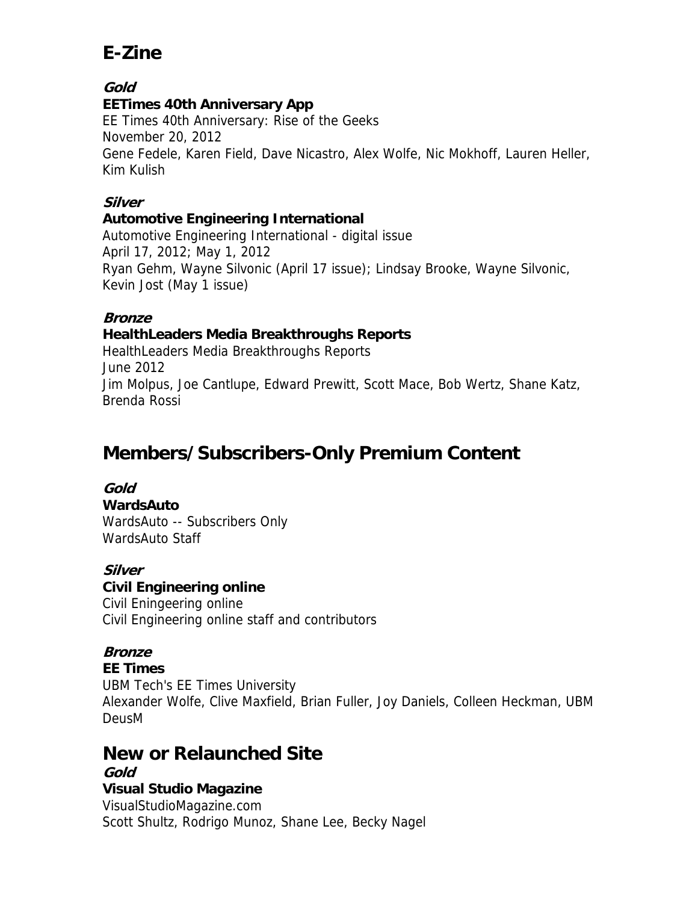# E-Zine

### *Gold*

**EETimes 40th Anniversary App**
EE Times 40th Anniversary: Rise of the Geeks
November 20, 2012
Gene Fedele, Karen Field, Dave Nicastro, Alex Wolfe, Nic Mokhoff, Lauren Heller, Kim Kulish

### *Silver*

**Automotive Engineering International**
Automotive Engineering International - digital issue
April 17, 2012; May 1, 2012
Ryan Gehm, Wayne Silvonic (April 17 issue); Lindsay Brooke, Wayne Silvonic, Kevin Jost (May 1 issue)

### *Bronze*

**HealthLeaders Media Breakthroughs Reports**
HealthLeaders Media Breakthroughs Reports
June 2012
Jim Molpus, Joe Cantlupe, Edward Prewitt, Scott Mace, Bob Wertz, Shane Katz, Brenda Rossi

# Members/Subscribers-Only Premium Content

### *Gold*

**WardsAuto**
WardsAuto -- Subscribers Only
WardsAuto Staff

### *Silver*

**Civil Engineering online**
Civil Eningeering online
Civil Engineering online staff and contributors

### *Bronze*

**EE Times**
UBM Tech's EE Times University
Alexander Wolfe, Clive Maxfield, Brian Fuller, Joy Daniels, Colleen Heckman, UBM DeusM

# New or Relaunched Site

### *Gold*

**Visual Studio Magazine**
VisualStudioMagazine.com
Scott Shultz, Rodrigo Munoz, Shane Lee, Becky Nagel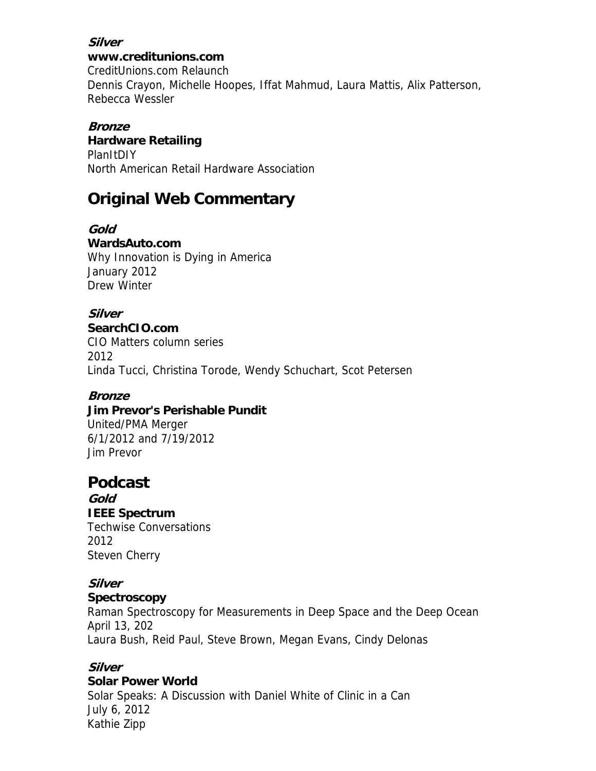***Silver***
**www.creditunions.com**
CreditUnions.com Relaunch
Dennis Crayon, Michelle Hoopes, Iffat Mahmud, Laura Mattis, Alix Patterson, Rebecca Wessler

***Bronze***
**Hardware Retailing**
PlanItDIY
North American Retail Hardware Association

## Original Web Commentary

***Gold***
**WardsAuto.com**
Why Innovation is Dying in America
January 2012
Drew Winter

***Silver***
**SearchCIO.com**
CIO Matters column series
2012
Linda Tucci, Christina Torode, Wendy Schuchart, Scot Petersen

***Bronze***
**Jim Prevor's Perishable Pundit**
United/PMA Merger
6/1/2012 and 7/19/2012
Jim Prevor

## Podcast

***Gold***
**IEEE Spectrum**
Techwise Conversations
2012
Steven Cherry

***Silver***
**Spectroscopy**
Raman Spectroscopy for Measurements in Deep Space and the Deep Ocean
April 13, 202
Laura Bush, Reid Paul, Steve Brown, Megan Evans, Cindy Delonas

***Silver***
**Solar Power World**
Solar Speaks: A Discussion with Daniel White of Clinic in a Can
July 6, 2012
Kathie Zipp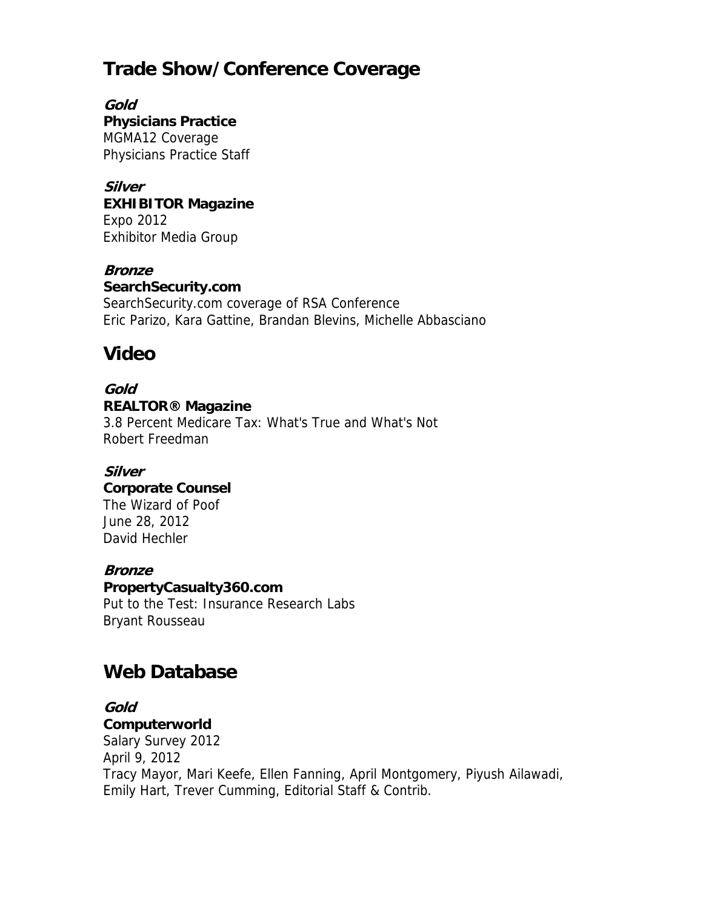## Trade Show/Conference Coverage

***Gold***
**Physicians Practice**
MGMA12 Coverage
Physicians Practice Staff

***Silver***
**EXHIBITOR Magazine**
Expo 2012
Exhibitor Media Group

***Bronze***
**SearchSecurity.com**
SearchSecurity.com coverage of RSA Conference
Eric Parizo, Kara Gattine, Brandan Blevins, Michelle Abbasciano

## Video

***Gold***
**REALTOR® Magazine**
3.8 Percent Medicare Tax: What's True and What's Not
Robert Freedman

***Silver***
**Corporate Counsel**
The Wizard of Poof
June 28, 2012
David Hechler

***Bronze***
**PropertyCasualty360.com**
Put to the Test: Insurance Research Labs
Bryant Rousseau

## Web Database

***Gold***
**Computerworld**
Salary Survey 2012
April 9, 2012
Tracy Mayor, Mari Keefe, Ellen Fanning, April Montgomery, Piyush Ailawadi, Emily Hart, Trever Cumming, Editorial Staff & Contrib.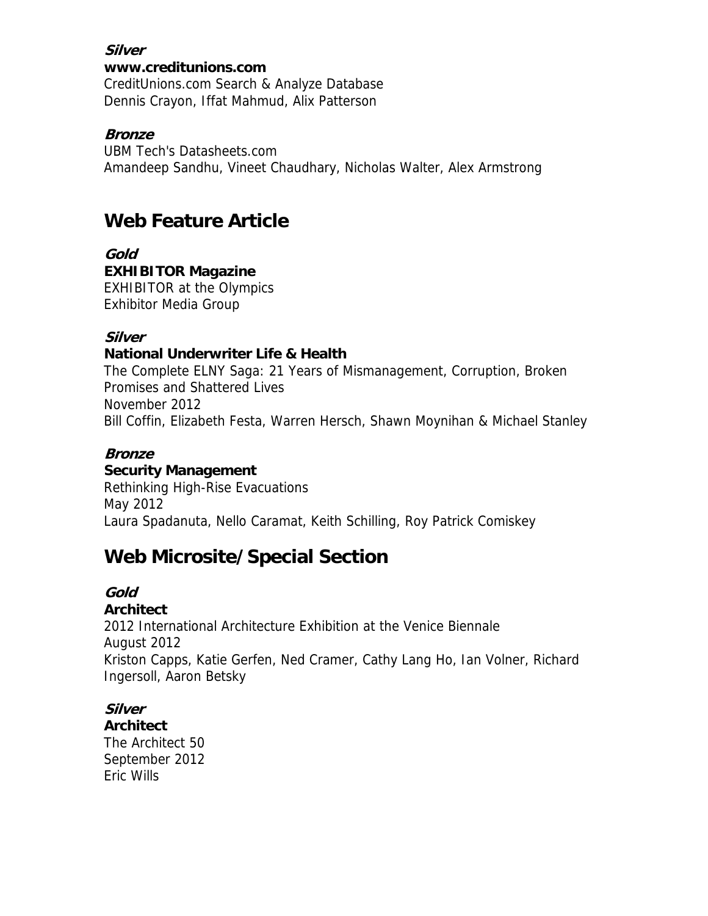***Silver***

**www.creditunions.com**
CreditUnions.com Search & Analyze Database
Dennis Crayon, Iffat Mahmud, Alix Patterson

***Bronze***

UBM Tech's Datasheets.com
Amandeep Sandhu, Vineet Chaudhary, Nicholas Walter, Alex Armstrong

## Web Feature Article

***Gold***

**EXHIBITOR Magazine**
EXHIBITOR at the Olympics
Exhibitor Media Group

***Silver***

**National Underwriter Life & Health**
The Complete ELNY Saga: 21 Years of Mismanagement, Corruption, Broken Promises and Shattered Lives
November 2012
Bill Coffin, Elizabeth Festa, Warren Hersch, Shawn Moynihan & Michael Stanley

***Bronze***

**Security Management**
Rethinking High-Rise Evacuations
May 2012
Laura Spadanuta, Nello Caramat, Keith Schilling, Roy Patrick Comiskey

## Web Microsite/Special Section

***Gold***

**Architect**
2012 International Architecture Exhibition at the Venice Biennale
August 2012
Kriston Capps, Katie Gerfen, Ned Cramer, Cathy Lang Ho, Ian Volner, Richard Ingersoll, Aaron Betsky

***Silver***

**Architect**
The Architect 50
September 2012
Eric Wills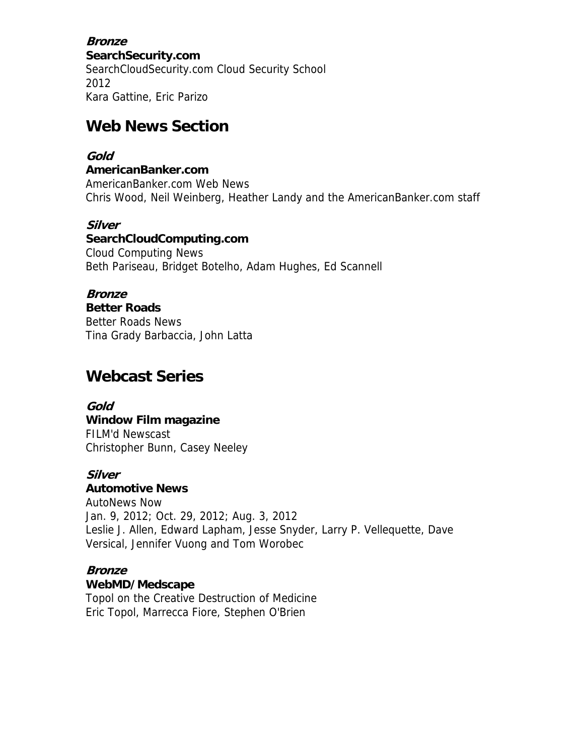***Bronze***
**SearchSecurity.com**
SearchCloudSecurity.com Cloud Security School
2012
Kara Gattine, Eric Parizo

## Web News Section

***Gold***
**AmericanBanker.com**
AmericanBanker.com Web News
Chris Wood, Neil Weinberg, Heather Landy and the AmericanBanker.com staff

***Silver***
**SearchCloudComputing.com**
Cloud Computing News
Beth Pariseau, Bridget Botelho, Adam Hughes, Ed Scannell

***Bronze***
**Better Roads**
Better Roads News
Tina Grady Barbaccia, John Latta

## Webcast Series

***Gold***
**Window Film magazine**
FILM'd Newscast
Christopher Bunn, Casey Neeley

***Silver***
**Automotive News**
AutoNews Now
Jan. 9, 2012; Oct. 29, 2012; Aug. 3, 2012
Leslie J. Allen, Edward Lapham, Jesse Snyder, Larry P. Vellequette, Dave Versical, Jennifer Vuong and Tom Worobec

***Bronze***
**WebMD/Medscape**
Topol on the Creative Destruction of Medicine
Eric Topol, Marrecca Fiore, Stephen O'Brien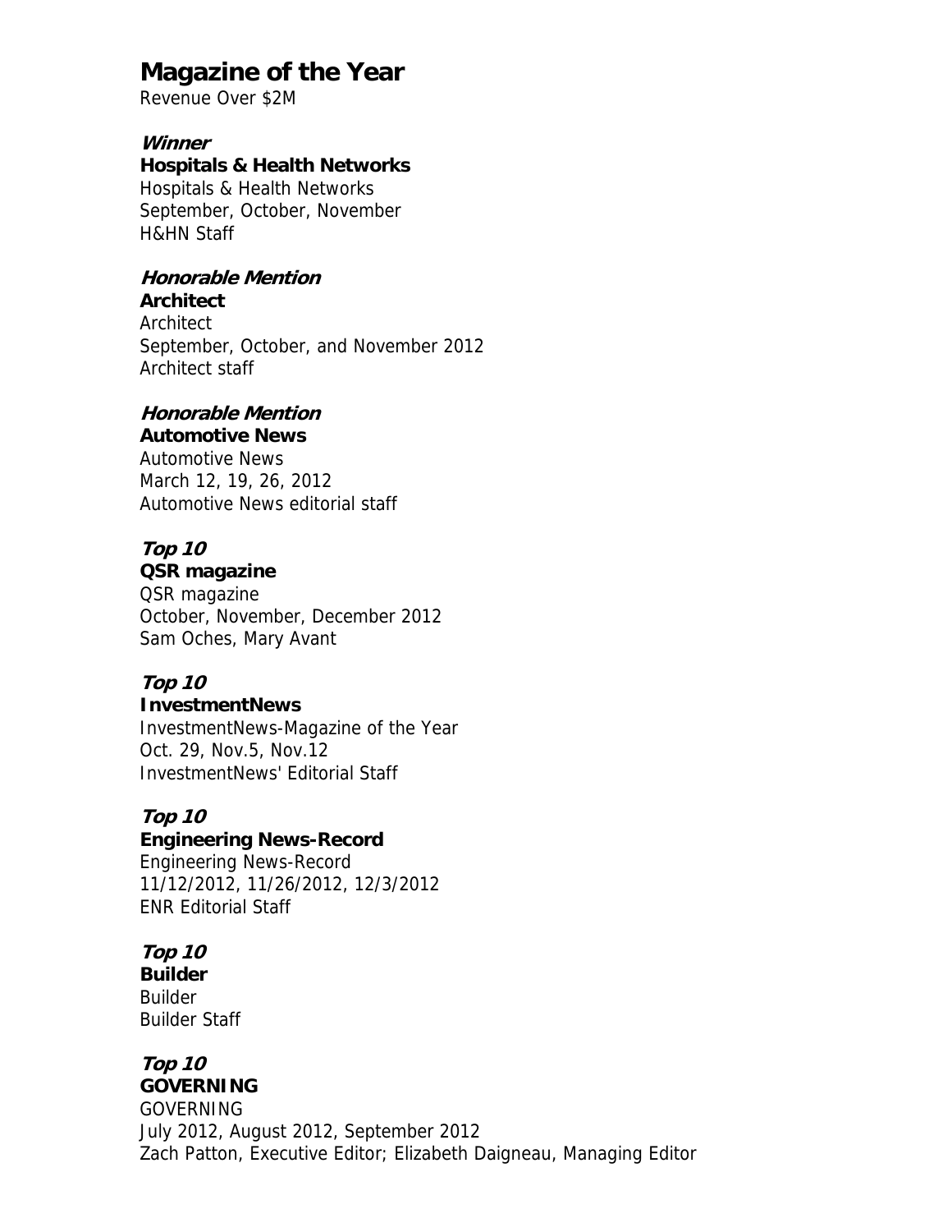# Magazine of the Year

Revenue Over $2M

***Winner***

**Hospitals & Health Networks**

Hospitals & Health Networks
September, October, November
H&HN Staff

***Honorable Mention***

**Architect**

Architect
September, October, and November 2012
Architect staff

***Honorable Mention***

**Automotive News**

Automotive News
March 12, 19, 26, 2012
Automotive News editorial staff

***Top 10***

**QSR magazine**

QSR magazine
October, November, December 2012
Sam Oches, Mary Avant

***Top 10***

**InvestmentNews**

InvestmentNews-Magazine of the Year
Oct. 29, Nov.5, Nov.12
InvestmentNews' Editorial Staff

***Top 10***

**Engineering News-Record**

Engineering News-Record
11/12/2012, 11/26/2012, 12/3/2012
ENR Editorial Staff

***Top 10***

**Builder**

Builder
Builder Staff

***Top 10***

**GOVERNING**

GOVERNING
July 2012, August 2012, September 2012
Zach Patton, Executive Editor; Elizabeth Daigneau, Managing Editor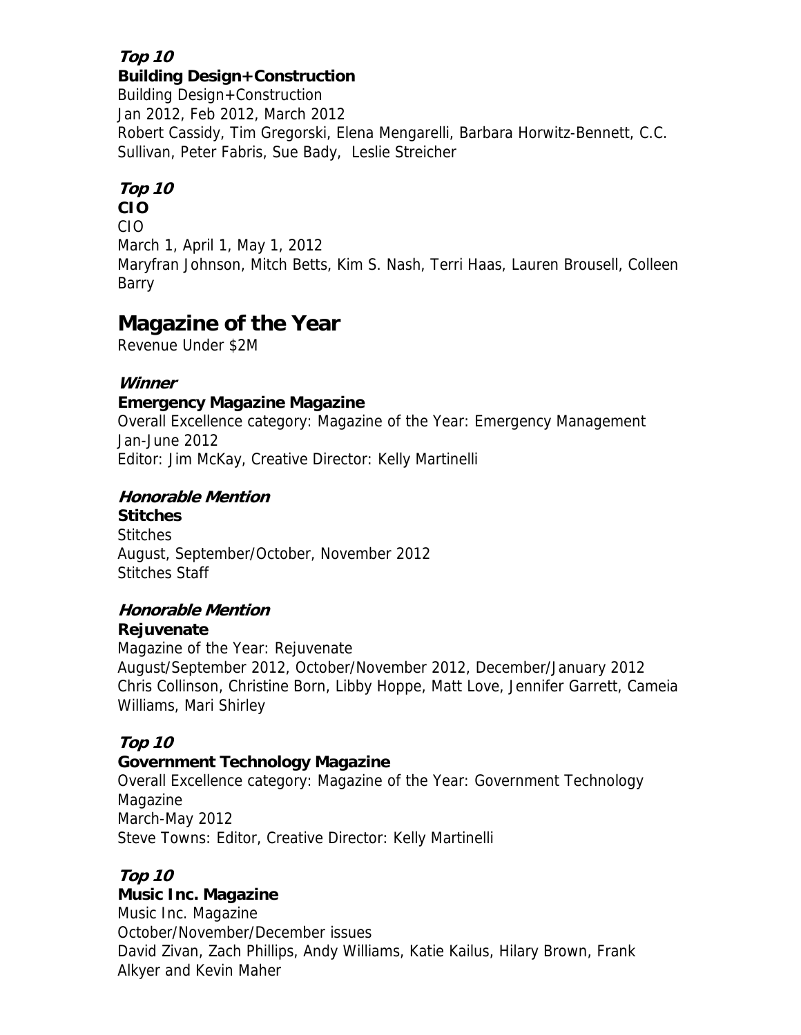***Top 10***

**Building Design+Construction**

Building Design+Construction
Jan 2012, Feb 2012, March 2012
Robert Cassidy, Tim Gregorski, Elena Mengarelli, Barbara Horwitz-Bennett, C.C. Sullivan, Peter Fabris, Sue Bady, Leslie Streicher

***Top 10***

**CIO**

CIO
March 1, April 1, May 1, 2012
Maryfran Johnson, Mitch Betts, Kim S. Nash, Terri Haas, Lauren Brousell, Colleen Barry

## Magazine of the Year

Revenue Under $2M

***Winner***

**Emergency Magazine Magazine**

Overall Excellence category: Magazine of the Year: Emergency Management
Jan-June 2012
Editor: Jim McKay, Creative Director: Kelly Martinelli

***Honorable Mention***

**Stitches**

Stitches
August, September/October, November 2012
Stitches Staff

***Honorable Mention***

**Rejuvenate**

Magazine of the Year: Rejuvenate
August/September 2012, October/November 2012, December/January 2012
Chris Collinson, Christine Born, Libby Hoppe, Matt Love, Jennifer Garrett, Cameia Williams, Mari Shirley

***Top 10***

**Government Technology Magazine**

Overall Excellence category: Magazine of the Year: Government Technology Magazine
March-May 2012
Steve Towns: Editor, Creative Director: Kelly Martinelli

***Top 10***

**Music Inc. Magazine**

Music Inc. Magazine
October/November/December issues
David Zivan, Zach Phillips, Andy Williams, Katie Kailus, Hilary Brown, Frank Alkyer and Kevin Maher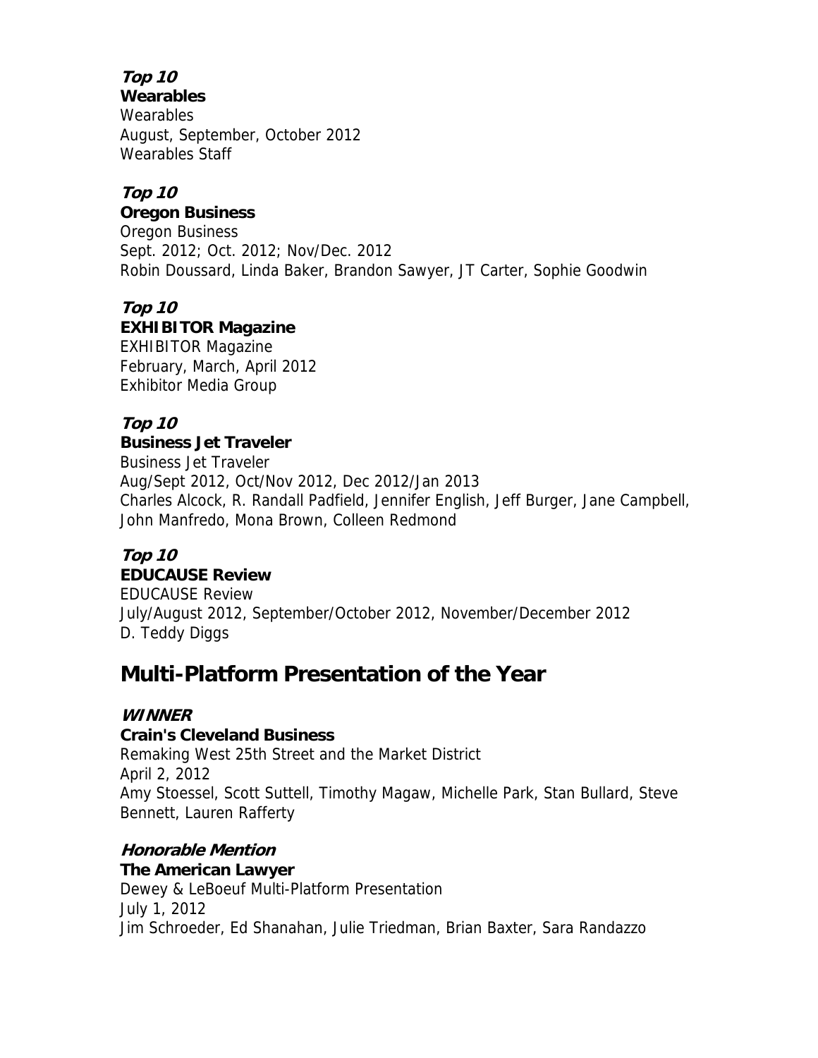***Top 10***
**Wearables**
Wearables
August, September, October 2012
Wearables Staff

***Top 10***
**Oregon Business**
Oregon Business
Sept. 2012; Oct. 2012; Nov/Dec. 2012
Robin Doussard, Linda Baker, Brandon Sawyer, JT Carter, Sophie Goodwin

***Top 10***
**EXHIBITOR Magazine**
EXHIBITOR Magazine
February, March, April 2012
Exhibitor Media Group

***Top 10***
**Business Jet Traveler**
Business Jet Traveler
Aug/Sept 2012, Oct/Nov 2012, Dec 2012/Jan 2013
Charles Alcock, R. Randall Padfield, Jennifer English, Jeff Burger, Jane Campbell, John Manfredo, Mona Brown, Colleen Redmond

***Top 10***
**EDUCAUSE Review**
EDUCAUSE Review
July/August 2012, September/October 2012, November/December 2012
D. Teddy Diggs

## Multi-Platform Presentation of the Year

***WINNER***
**Crain's Cleveland Business**
Remaking West 25th Street and the Market District
April 2, 2012
Amy Stoessel, Scott Suttell, Timothy Magaw, Michelle Park, Stan Bullard, Steve Bennett, Lauren Rafferty

***Honorable Mention***
**The American Lawyer**
Dewey & LeBoeuf Multi-Platform Presentation
July 1, 2012
Jim Schroeder, Ed Shanahan, Julie Triedman, Brian Baxter, Sara Randazzo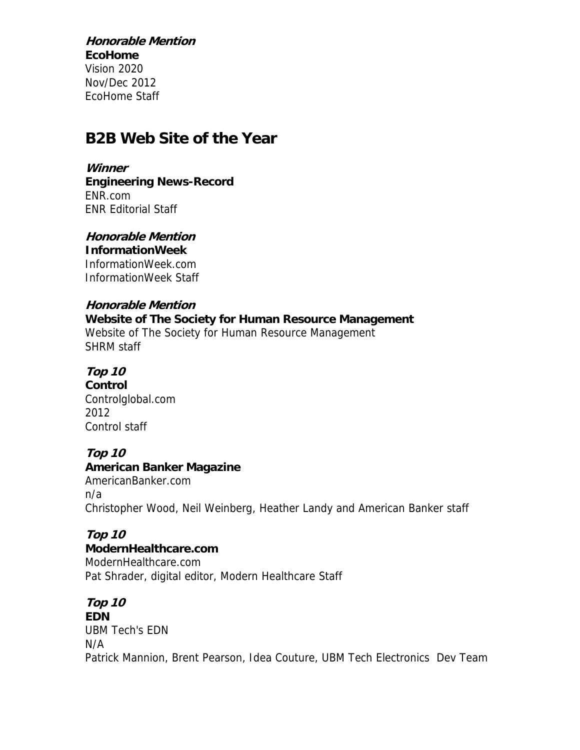***Honorable Mention***
**EcoHome**
Vision 2020
Nov/Dec 2012
EcoHome Staff

## B2B Web Site of the Year

***Winner***
**Engineering News-Record**
ENR.com
ENR Editorial Staff

***Honorable Mention***
**InformationWeek**
InformationWeek.com
InformationWeek Staff

***Honorable Mention***
**Website of The Society for Human Resource Management**
Website of The Society for Human Resource Management
SHRM staff

***Top 10***
**Control**
Controlglobal.com
2012
Control staff

***Top 10***
**American Banker Magazine**
AmericanBanker.com
n/a
Christopher Wood, Neil Weinberg, Heather Landy and American Banker staff

***Top 10***
**ModernHealthcare.com**
ModernHealthcare.com
Pat Shrader, digital editor, Modern Healthcare Staff

***Top 10***
**EDN**
UBM Tech's EDN
N/A
Patrick Mannion, Brent Pearson, Idea Couture, UBM Tech Electronics Dev Team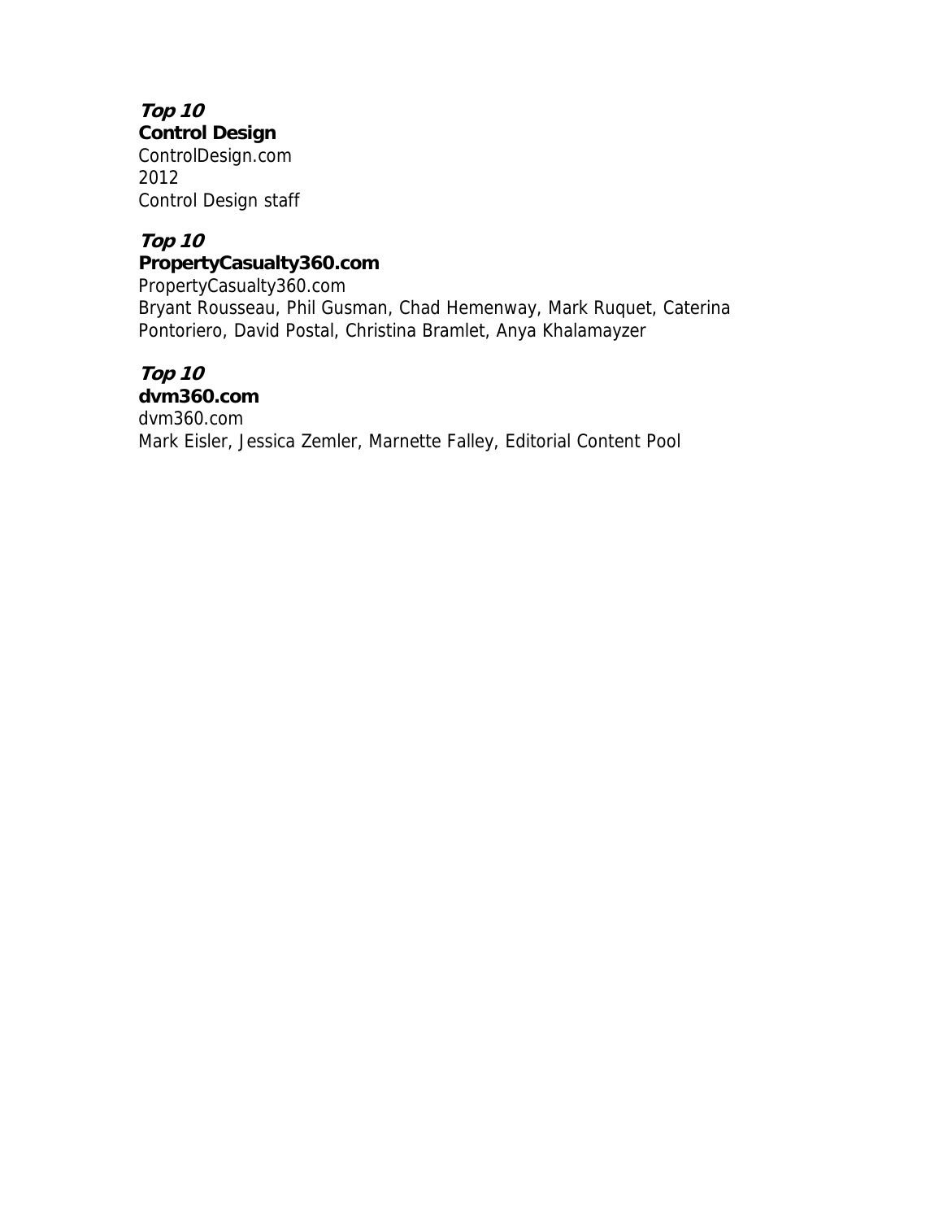***Top 10***
**Control Design**
ControlDesign.com
2012
Control Design staff

***Top 10***
**PropertyCasualty360.com**
PropertyCasualty360.com
Bryant Rousseau, Phil Gusman, Chad Hemenway, Mark Ruquet, Caterina Pontoriero, David Postal, Christina Bramlet, Anya Khalamayzer

***Top 10***
**dvm360.com**
dvm360.com
Mark Eisler, Jessica Zemler, Marnette Falley, Editorial Content Pool